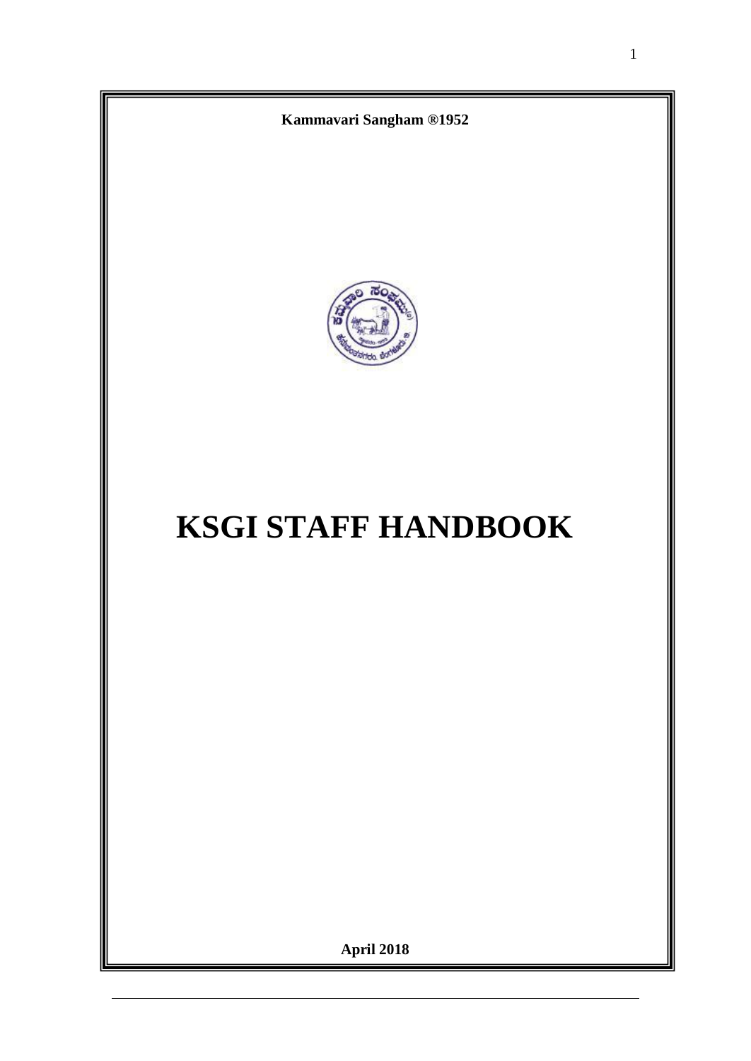**Kammavari Sangham ®1952**

# KSGI STAFF HANDBOOK

**April 2018**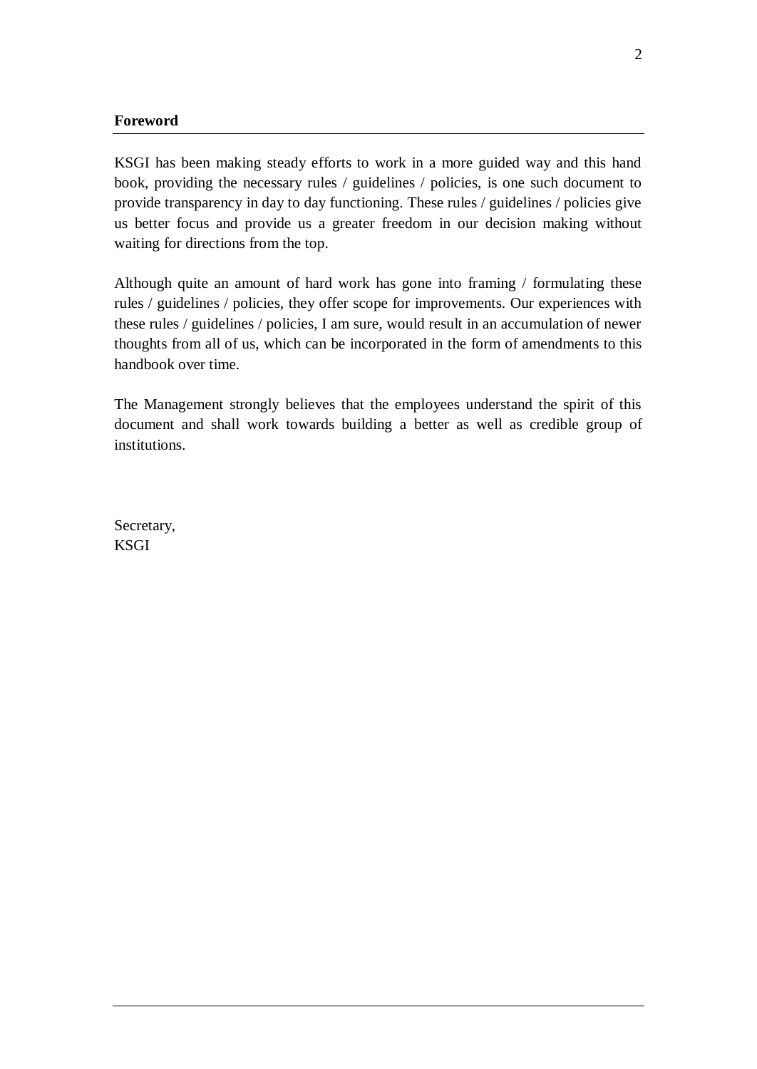## Foreword

KSGI has been making steady efforts to work in a more guided way and this hand book, providing the necessary rules / guidelines / policies, is one such document to provide transparency in day to day functioning. These rules / guidelines / policies give us better focus and provide us a greater freedom in our decision making without waiting for directions from the top.

Although quite an amount of hard work has gone into framing / formulating these rules / guidelines / policies, they offer scope for improvements. Our experiences with these rules / guidelines / policies, I am sure, would result in an accumulation of newer thoughts from all of us, which can be incorporated in the form of amendments to this handbook over time.

The Management strongly believes that the employees understand the spirit of this document and shall work towards building a better as well as credible group of institutions.

Secretary,  
KSGI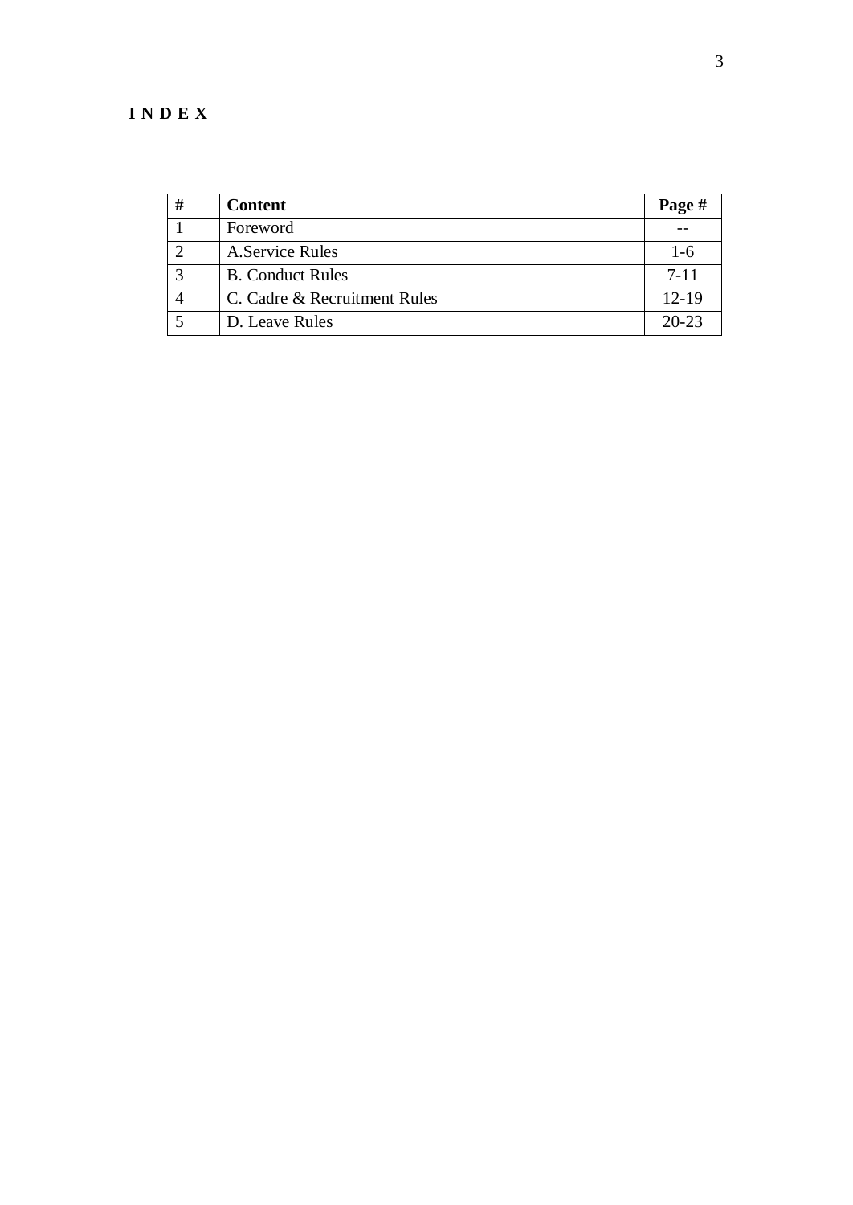# I N D E X

| # | Content | Page # |
|---|---|---|
| 1 | Foreword | -- |
| 2 | A.Service Rules | 1-6 |
| 3 | B. Conduct Rules | 7-11 |
| 4 | C. Cadre & Recruitment Rules | 12-19 |
| 5 | D. Leave Rules | 20-23 |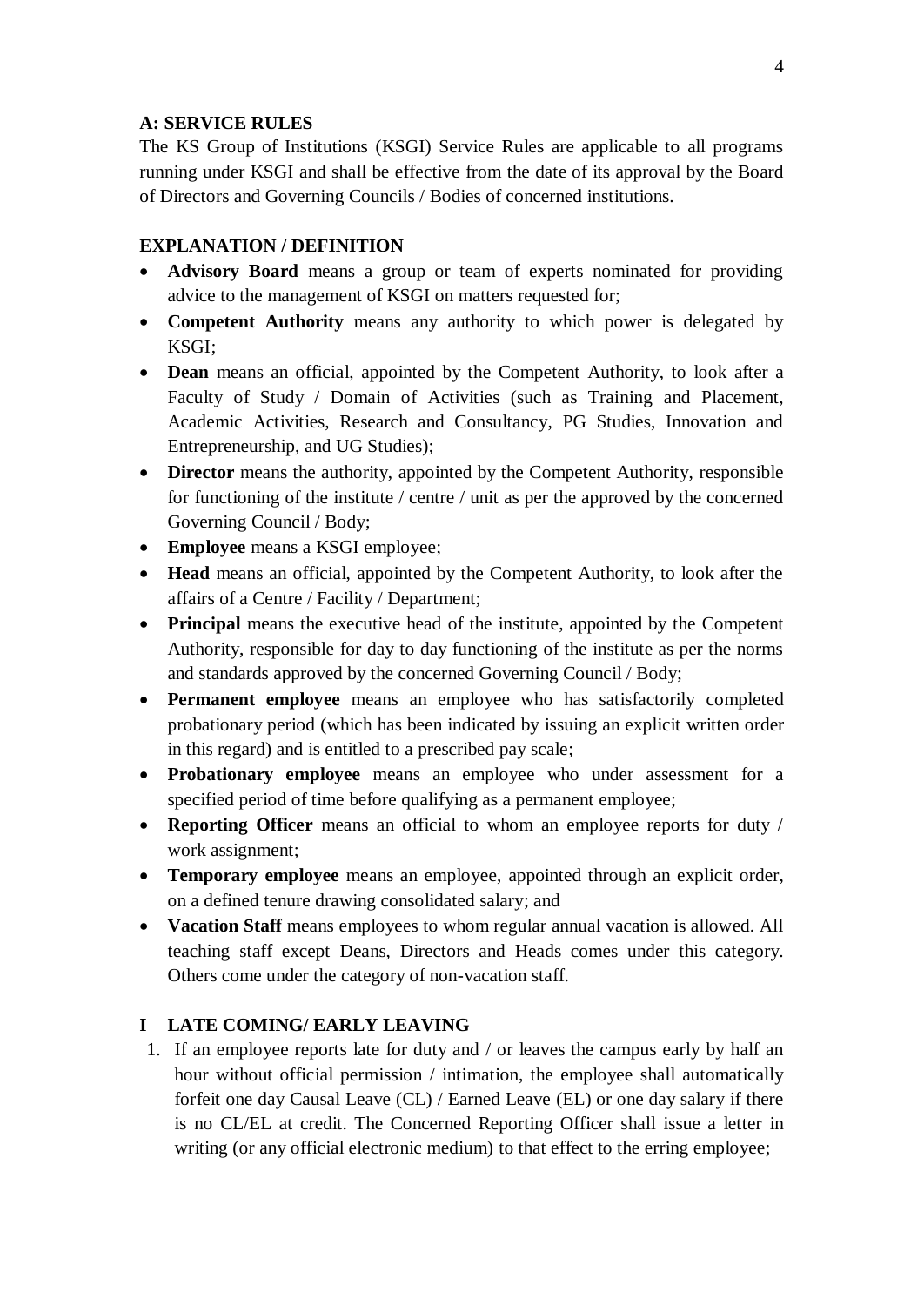## A: SERVICE RULES

The KS Group of Institutions (KSGI) Service Rules are applicable to all programs running under KSGI and shall be effective from the date of its approval by the Board of Directors and Governing Councils / Bodies of concerned institutions.

### EXPLANATION / DEFINITION

- **Advisory Board** means a group or team of experts nominated for providing advice to the management of KSGI on matters requested for;
- **Competent Authority** means any authority to which power is delegated by KSGI;
- **Dean** means an official, appointed by the Competent Authority, to look after a Faculty of Study / Domain of Activities (such as Training and Placement, Academic Activities, Research and Consultancy, PG Studies, Innovation and Entrepreneurship, and UG Studies);
- **Director** means the authority, appointed by the Competent Authority, responsible for functioning of the institute / centre / unit as per the approved by the concerned Governing Council / Body;
- **Employee** means a KSGI employee;
- **Head** means an official, appointed by the Competent Authority, to look after the affairs of a Centre / Facility / Department;
- **Principal** means the executive head of the institute, appointed by the Competent Authority, responsible for day to day functioning of the institute as per the norms and standards approved by the concerned Governing Council / Body;
- **Permanent employee** means an employee who has satisfactorily completed probationary period (which has been indicated by issuing an explicit written order in this regard) and is entitled to a prescribed pay scale;
- **Probationary employee** means an employee who under assessment for a specified period of time before qualifying as a permanent employee;
- **Reporting Officer** means an official to whom an employee reports for duty / work assignment;
- **Temporary employee** means an employee, appointed through an explicit order, on a defined tenure drawing consolidated salary; and
- **Vacation Staff** means employees to whom regular annual vacation is allowed. All teaching staff except Deans, Directors and Heads comes under this category. Others come under the category of non-vacation staff.

### I LATE COMING/ EARLY LEAVING

1. If an employee reports late for duty and / or leaves the campus early by half an hour without official permission / intimation, the employee shall automatically forfeit one day Causal Leave (CL) / Earned Leave (EL) or one day salary if there is no CL/EL at credit. The Concerned Reporting Officer shall issue a letter in writing (or any official electronic medium) to that effect to the erring employee;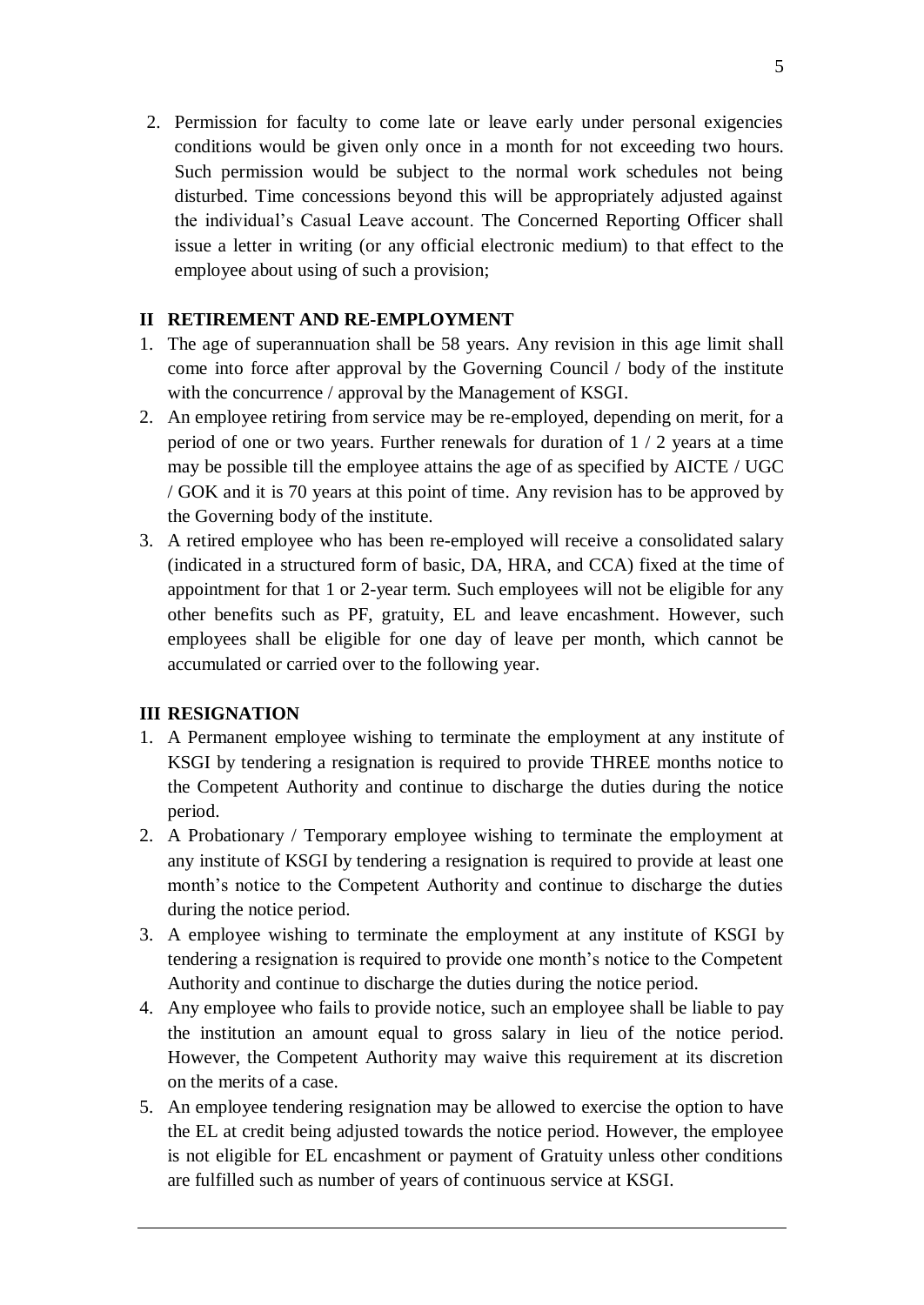2. Permission for faculty to come late or leave early under personal exigencies conditions would be given only once in a month for not exceeding two hours. Such permission would be subject to the normal work schedules not being disturbed. Time concessions beyond this will be appropriately adjusted against the individual's Casual Leave account. The Concerned Reporting Officer shall issue a letter in writing (or any official electronic medium) to that effect to the employee about using of such a provision;

## II RETIREMENT AND RE-EMPLOYMENT

1. The age of superannuation shall be 58 years. Any revision in this age limit shall come into force after approval by the Governing Council / body of the institute with the concurrence / approval by the Management of KSGI.
2. An employee retiring from service may be re-employed, depending on merit, for a period of one or two years. Further renewals for duration of 1 / 2 years at a time may be possible till the employee attains the age of as specified by AICTE / UGC / GOK and it is 70 years at this point of time. Any revision has to be approved by the Governing body of the institute.
3. A retired employee who has been re-employed will receive a consolidated salary (indicated in a structured form of basic, DA, HRA, and CCA) fixed at the time of appointment for that 1 or 2-year term. Such employees will not be eligible for any other benefits such as PF, gratuity, EL and leave encashment. However, such employees shall be eligible for one day of leave per month, which cannot be accumulated or carried over to the following year.

## III RESIGNATION

1. A Permanent employee wishing to terminate the employment at any institute of KSGI by tendering a resignation is required to provide THREE months notice to the Competent Authority and continue to discharge the duties during the notice period.
2. A Probationary / Temporary employee wishing to terminate the employment at any institute of KSGI by tendering a resignation is required to provide at least one month's notice to the Competent Authority and continue to discharge the duties during the notice period.
3. A employee wishing to terminate the employment at any institute of KSGI by tendering a resignation is required to provide one month's notice to the Competent Authority and continue to discharge the duties during the notice period.
4. Any employee who fails to provide notice, such an employee shall be liable to pay the institution an amount equal to gross salary in lieu of the notice period. However, the Competent Authority may waive this requirement at its discretion on the merits of a case.
5. An employee tendering resignation may be allowed to exercise the option to have the EL at credit being adjusted towards the notice period. However, the employee is not eligible for EL encashment or payment of Gratuity unless other conditions are fulfilled such as number of years of continuous service at KSGI.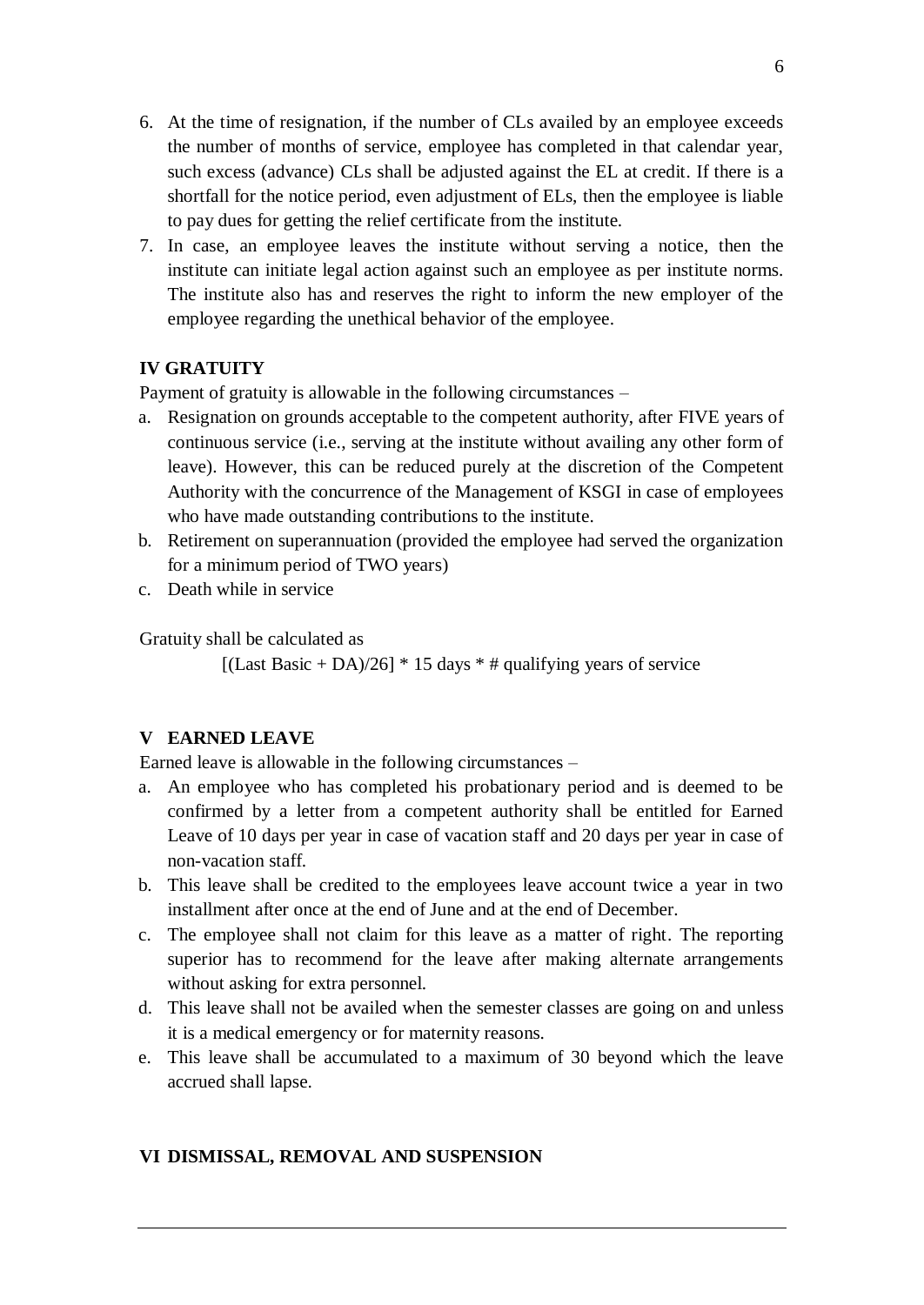6. At the time of resignation, if the number of CLs availed by an employee exceeds the number of months of service, employee has completed in that calendar year, such excess (advance) CLs shall be adjusted against the EL at credit. If there is a shortfall for the notice period, even adjustment of ELs, then the employee is liable to pay dues for getting the relief certificate from the institute.
7. In case, an employee leaves the institute without serving a notice, then the institute can initiate legal action against such an employee as per institute norms. The institute also has and reserves the right to inform the new employer of the employee regarding the unethical behavior of the employee.

**IV GRATUITY**

Payment of gratuity is allowable in the following circumstances –

a. Resignation on grounds acceptable to the competent authority, after FIVE years of continuous service (i.e., serving at the institute without availing any other form of leave). However, this can be reduced purely at the discretion of the Competent Authority with the concurrence of the Management of KSGI in case of employees who have made outstanding contributions to the institute.
b. Retirement on superannuation (provided the employee had served the organization for a minimum period of TWO years)
c. Death while in service

Gratuity shall be calculated as

$$[(\text{Last Basic} + \text{DA})/26] * 15 \text{ days} * \# \text{ qualifying years of service}$$

**V EARNED LEAVE**

Earned leave is allowable in the following circumstances –

a. An employee who has completed his probationary period and is deemed to be confirmed by a letter from a competent authority shall be entitled for Earned Leave of 10 days per year in case of vacation staff and 20 days per year in case of non-vacation staff.
b. This leave shall be credited to the employees leave account twice a year in two installment after once at the end of June and at the end of December.
c. The employee shall not claim for this leave as a matter of right. The reporting superior has to recommend for the leave after making alternate arrangements without asking for extra personnel.
d. This leave shall not be availed when the semester classes are going on and unless it is a medical emergency or for maternity reasons.
e. This leave shall be accumulated to a maximum of 30 beyond which the leave accrued shall lapse.

**VI DISMISSAL, REMOVAL AND SUSPENSION**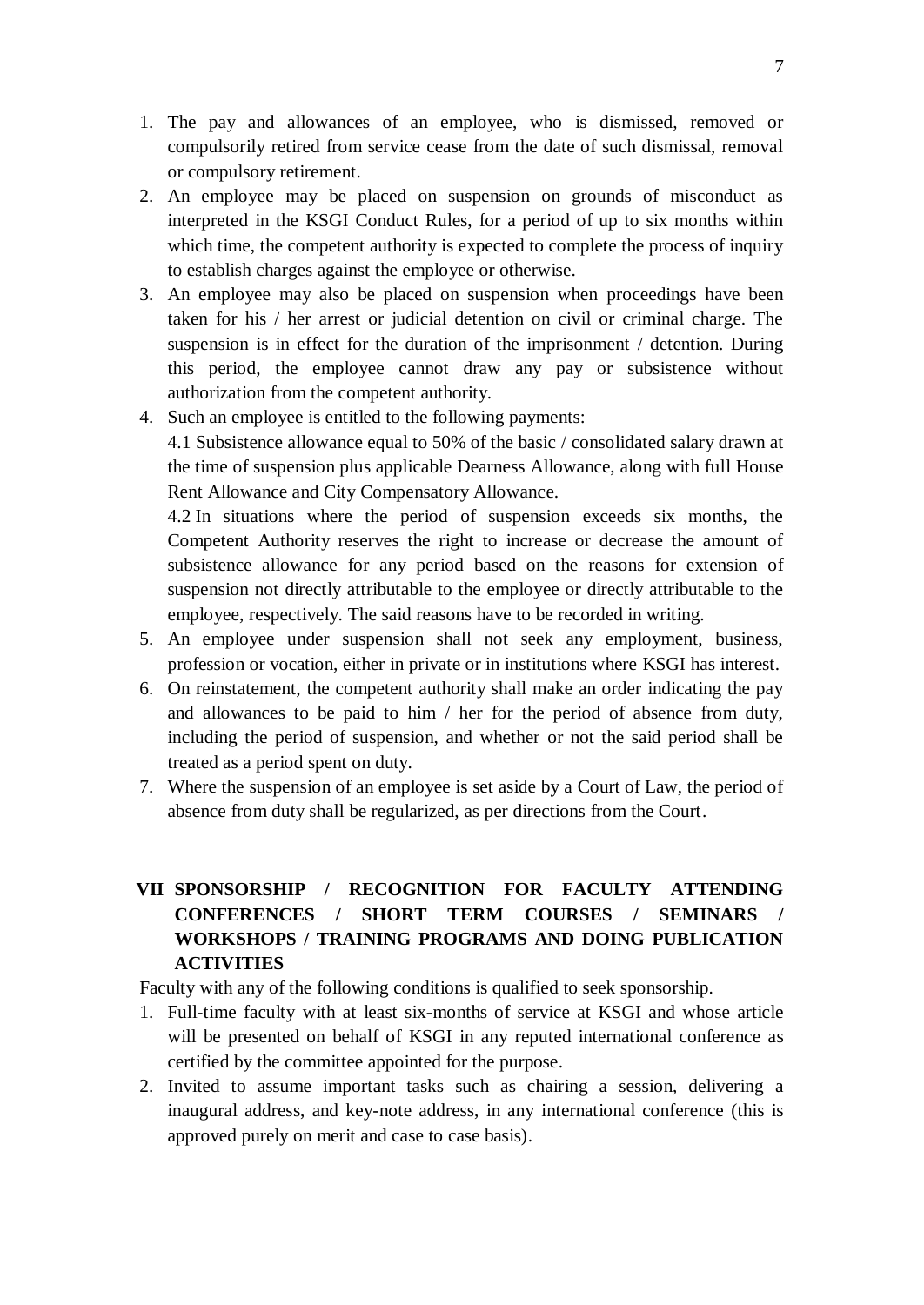1. The pay and allowances of an employee, who is dismissed, removed or compulsorily retired from service cease from the date of such dismissal, removal or compulsory retirement.
2. An employee may be placed on suspension on grounds of misconduct as interpreted in the KSGI Conduct Rules, for a period of up to six months within which time, the competent authority is expected to complete the process of inquiry to establish charges against the employee or otherwise.
3. An employee may also be placed on suspension when proceedings have been taken for his / her arrest or judicial detention on civil or criminal charge. The suspension is in effect for the duration of the imprisonment / detention. During this period, the employee cannot draw any pay or subsistence without authorization from the competent authority.
4. Such an employee is entitled to the following payments:

   4.1 Subsistence allowance equal to 50% of the basic / consolidated salary drawn at the time of suspension plus applicable Dearness Allowance, along with full House Rent Allowance and City Compensatory Allowance.

   4.2 In situations where the period of suspension exceeds six months, the Competent Authority reserves the right to increase or decrease the amount of subsistence allowance for any period based on the reasons for extension of suspension not directly attributable to the employee or directly attributable to the employee, respectively. The said reasons have to be recorded in writing.
5. An employee under suspension shall not seek any employment, business, profession or vocation, either in private or in institutions where KSGI has interest.
6. On reinstatement, the competent authority shall make an order indicating the pay and allowances to be paid to him / her for the period of absence from duty, including the period of suspension, and whether or not the said period shall be treated as a period spent on duty.
7. Where the suspension of an employee is set aside by a Court of Law, the period of absence from duty shall be regularized, as per directions from the Court.

## VII SPONSORSHIP / RECOGNITION FOR FACULTY ATTENDING CONFERENCES / SHORT TERM COURSES / SEMINARS / WORKSHOPS / TRAINING PROGRAMS AND DOING PUBLICATION ACTIVITIES

Faculty with any of the following conditions is qualified to seek sponsorship.

1. Full-time faculty with at least six-months of service at KSGI and whose article will be presented on behalf of KSGI in any reputed international conference as certified by the committee appointed for the purpose.
2. Invited to assume important tasks such as chairing a session, delivering a inaugural address, and key-note address, in any international conference (this is approved purely on merit and case to case basis).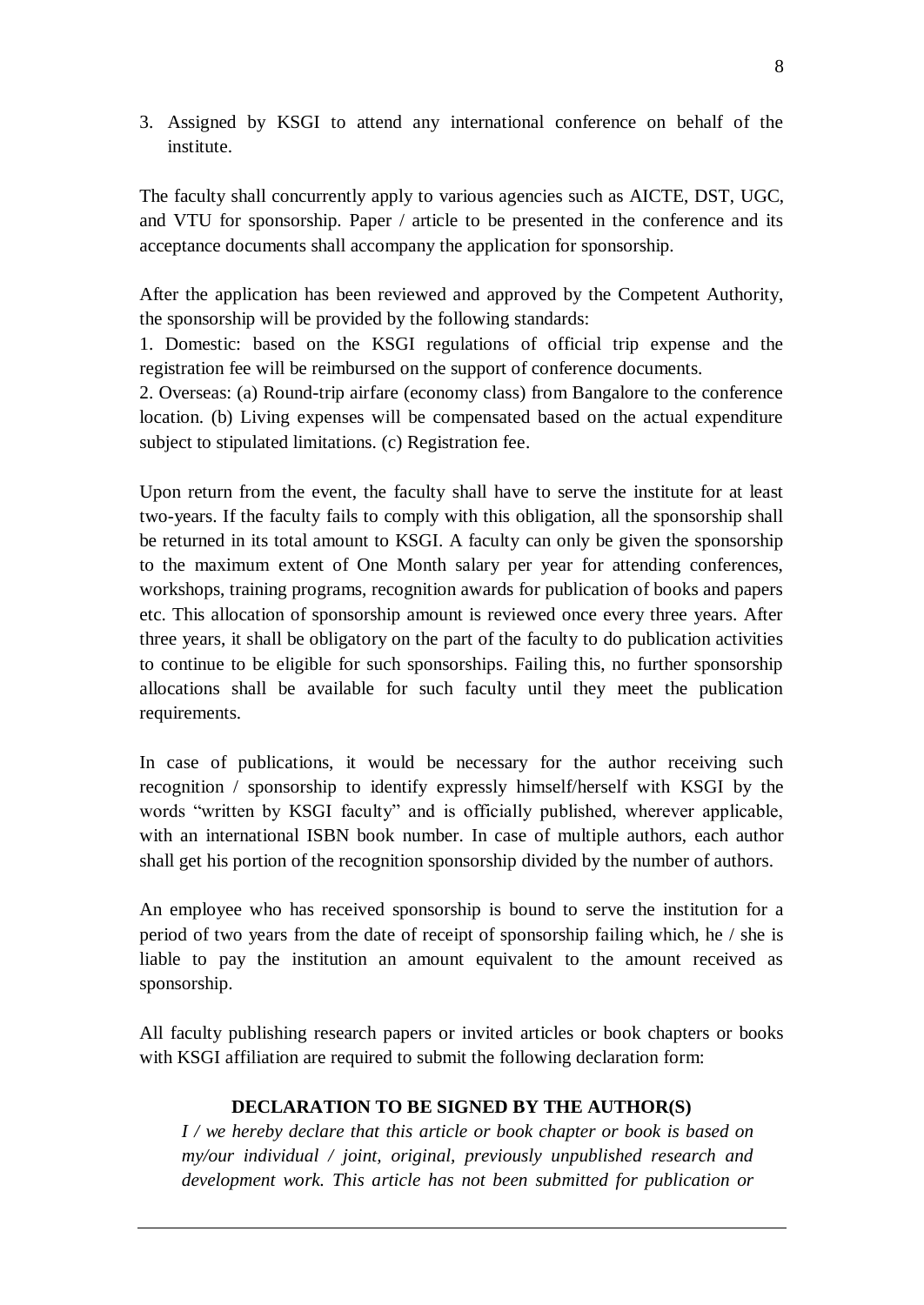3. Assigned by KSGI to attend any international conference on behalf of the institute.

The faculty shall concurrently apply to various agencies such as AICTE, DST, UGC, and VTU for sponsorship. Paper / article to be presented in the conference and its acceptance documents shall accompany the application for sponsorship.

After the application has been reviewed and approved by the Competent Authority, the sponsorship will be provided by the following standards:

1. Domestic: based on the KSGI regulations of official trip expense and the registration fee will be reimbursed on the support of conference documents.
2. Overseas: (a) Round-trip airfare (economy class) from Bangalore to the conference location. (b) Living expenses will be compensated based on the actual expenditure subject to stipulated limitations. (c) Registration fee.

Upon return from the event, the faculty shall have to serve the institute for at least two-years. If the faculty fails to comply with this obligation, all the sponsorship shall be returned in its total amount to KSGI. A faculty can only be given the sponsorship to the maximum extent of One Month salary per year for attending conferences, workshops, training programs, recognition awards for publication of books and papers etc. This allocation of sponsorship amount is reviewed once every three years. After three years, it shall be obligatory on the part of the faculty to do publication activities to continue to be eligible for such sponsorships. Failing this, no further sponsorship allocations shall be available for such faculty until they meet the publication requirements.

In case of publications, it would be necessary for the author receiving such recognition / sponsorship to identify expressly himself/herself with KSGI by the words "written by KSGI faculty" and is officially published, wherever applicable, with an international ISBN book number. In case of multiple authors, each author shall get his portion of the recognition sponsorship divided by the number of authors.

An employee who has received sponsorship is bound to serve the institution for a period of two years from the date of receipt of sponsorship failing which, he / she is liable to pay the institution an amount equivalent to the amount received as sponsorship.

All faculty publishing research papers or invited articles or book chapters or books with KSGI affiliation are required to submit the following declaration form:

**DECLARATION TO BE SIGNED BY THE AUTHOR(S)**

*I / we hereby declare that this article or book chapter or book is based on my/our individual / joint, original, previously unpublished research and development work. This article has not been submitted for publication or*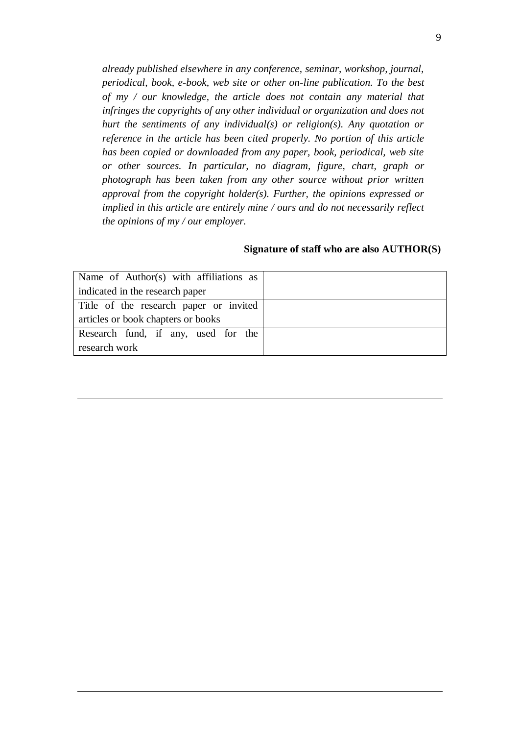*already published elsewhere in any conference, seminar, workshop, journal, periodical, book, e-book, web site or other on-line publication. To the best of my / our knowledge, the article does not contain any material that infringes the copyrights of any other individual or organization and does not hurt the sentiments of any individual(s) or religion(s). Any quotation or reference in the article has been cited properly. No portion of this article has been copied or downloaded from any paper, book, periodical, web site or other sources. In particular, no diagram, figure, chart, graph or photograph has been taken from any other source without prior written approval from the copyright holder(s). Further, the opinions expressed or implied in this article are entirely mine / ours and do not necessarily reflect the opinions of my / our employer.*

**Signature of staff who are also AUTHOR(S)**

| | |
|---|---|
| Name of Author(s) with affiliations as indicated in the research paper | |
| Title of the research paper or invited articles or book chapters or books | |
| Research fund, if any, used for the research work | |

---

---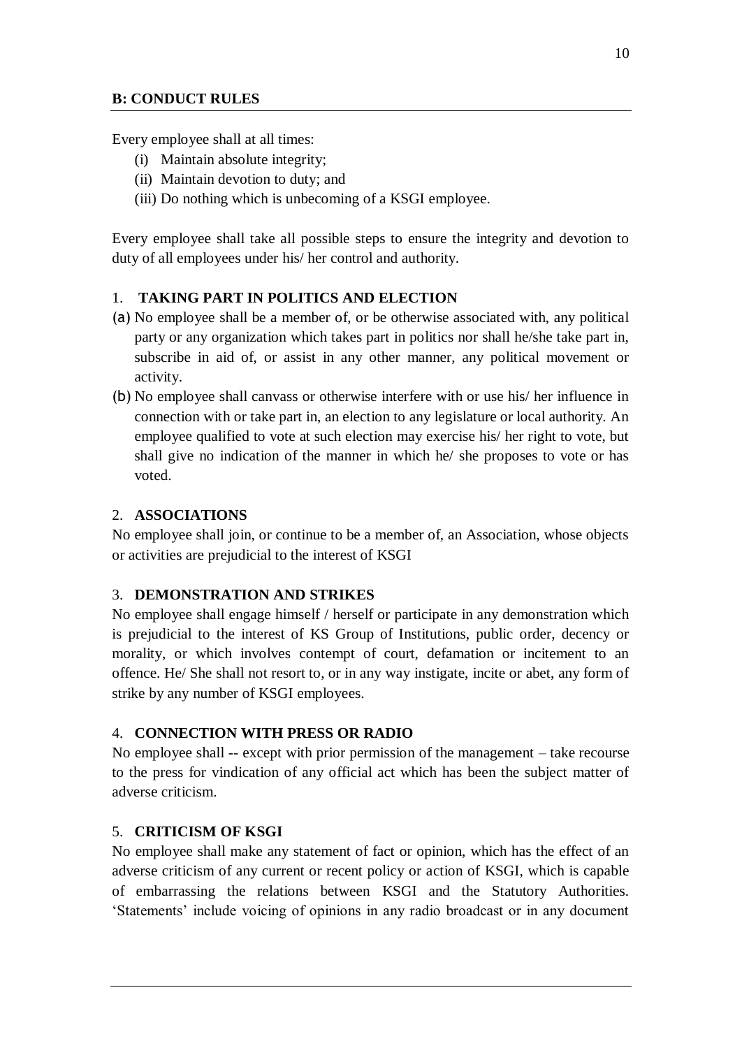## B: CONDUCT RULES

Every employee shall at all times:

(i) Maintain absolute integrity;
(ii) Maintain devotion to duty; and
(iii) Do nothing which is unbecoming of a KSGI employee.

Every employee shall take all possible steps to ensure the integrity and devotion to duty of all employees under his/ her control and authority.

### 1. TAKING PART IN POLITICS AND ELECTION

(a) No employee shall be a member of, or be otherwise associated with, any political party or any organization which takes part in politics nor shall he/she take part in, subscribe in aid of, or assist in any other manner, any political movement or activity.

(b) No employee shall canvass or otherwise interfere with or use his/ her influence in connection with or take part in, an election to any legislature or local authority. An employee qualified to vote at such election may exercise his/ her right to vote, but shall give no indication of the manner in which he/ she proposes to vote or has voted.

### 2. ASSOCIATIONS

No employee shall join, or continue to be a member of, an Association, whose objects or activities are prejudicial to the interest of KSGI

### 3. DEMONSTRATION AND STRIKES

No employee shall engage himself / herself or participate in any demonstration which is prejudicial to the interest of KS Group of Institutions, public order, decency or morality, or which involves contempt of court, defamation or incitement to an offence. He/ She shall not resort to, or in any way instigate, incite or abet, any form of strike by any number of KSGI employees.

### 4. CONNECTION WITH PRESS OR RADIO

No employee shall -- except with prior permission of the management – take recourse to the press for vindication of any official act which has been the subject matter of adverse criticism.

### 5. CRITICISM OF KSGI

No employee shall make any statement of fact or opinion, which has the effect of an adverse criticism of any current or recent policy or action of KSGI, which is capable of embarrassing the relations between KSGI and the Statutory Authorities. 'Statements' include voicing of opinions in any radio broadcast or in any document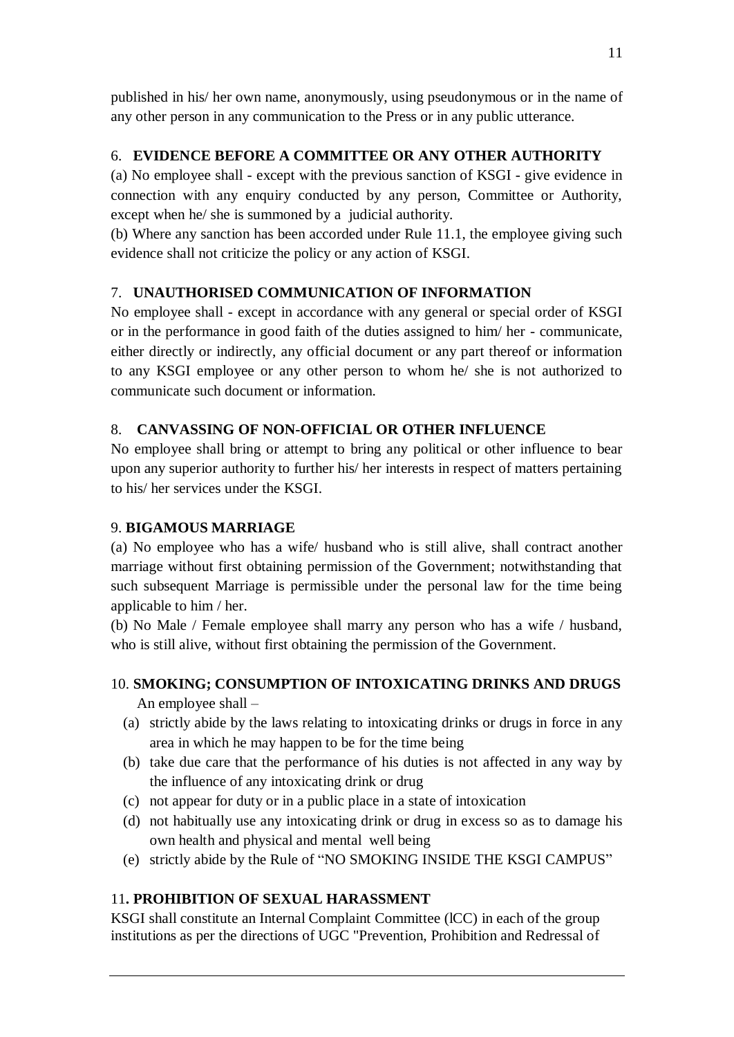published in his/ her own name, anonymously, using pseudonymous or in the name of any other person in any communication to the Press or in any public utterance.

### 6. EVIDENCE BEFORE A COMMITTEE OR ANY OTHER AUTHORITY

(a) No employee shall - except with the previous sanction of KSGI - give evidence in connection with any enquiry conducted by any person, Committee or Authority, except when he/ she is summoned by a judicial authority.

(b) Where any sanction has been accorded under Rule 11.1, the employee giving such evidence shall not criticize the policy or any action of KSGI.

### 7. UNAUTHORISED COMMUNICATION OF INFORMATION

No employee shall - except in accordance with any general or special order of KSGI or in the performance in good faith of the duties assigned to him/ her - communicate, either directly or indirectly, any official document or any part thereof or information to any KSGI employee or any other person to whom he/ she is not authorized to communicate such document or information.

### 8. CANVASSING OF NON-OFFICIAL OR OTHER INFLUENCE

No employee shall bring or attempt to bring any political or other influence to bear upon any superior authority to further his/ her interests in respect of matters pertaining to his/ her services under the KSGI.

### 9. BIGAMOUS MARRIAGE

(a) No employee who has a wife/ husband who is still alive, shall contract another marriage without first obtaining permission of the Government; notwithstanding that such subsequent Marriage is permissible under the personal law for the time being applicable to him / her.

(b) No Male / Female employee shall marry any person who has a wife / husband, who is still alive, without first obtaining the permission of the Government.

### 10. SMOKING; CONSUMPTION OF INTOXICATING DRINKS AND DRUGS

An employee shall –

(a) strictly abide by the laws relating to intoxicating drinks or drugs in force in any area in which he may happen to be for the time being
(b) take due care that the performance of his duties is not affected in any way by the influence of any intoxicating drink or drug
(c) not appear for duty or in a public place in a state of intoxication
(d) not habitually use any intoxicating drink or drug in excess so as to damage his own health and physical and mental well being
(e) strictly abide by the Rule of "NO SMOKING INSIDE THE KSGI CAMPUS"

### 11. PROHIBITION OF SEXUAL HARASSMENT

KSGI shall constitute an Internal Complaint Committee (lCC) in each of the group institutions as per the directions of UGC "Prevention, Prohibition and Redressal of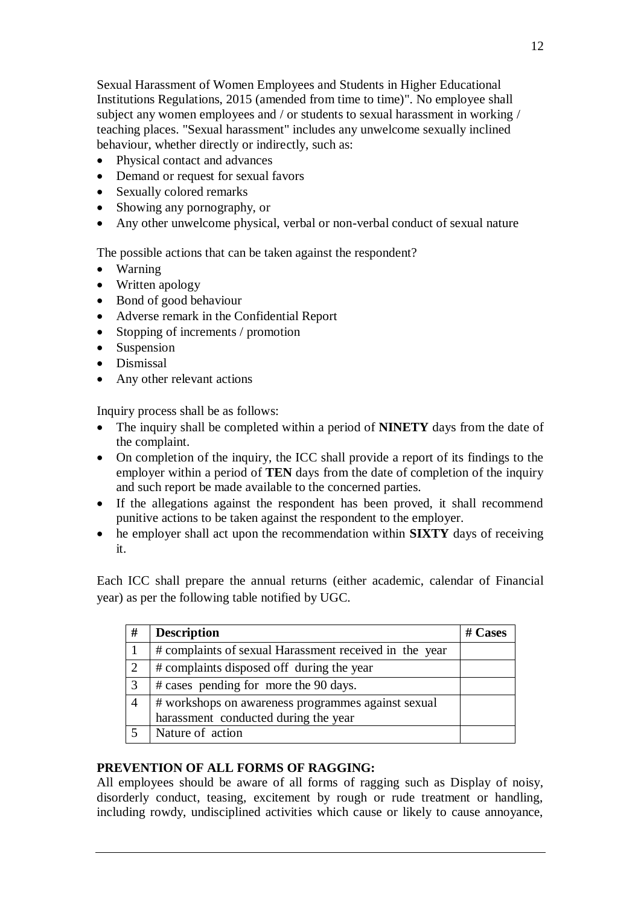Sexual Harassment of Women Employees and Students in Higher Educational Institutions Regulations, 2015 (amended from time to time)". No employee shall subject any women employees and / or students to sexual harassment in working / teaching places. "Sexual harassment" includes any unwelcome sexually inclined behaviour, whether directly or indirectly, such as:

- Physical contact and advances
- Demand or request for sexual favors
- Sexually colored remarks
- Showing any pornography, or
- Any other unwelcome physical, verbal or non-verbal conduct of sexual nature

The possible actions that can be taken against the respondent?

- Warning
- Written apology
- Bond of good behaviour
- Adverse remark in the Confidential Report
- Stopping of increments / promotion
- Suspension
- Dismissal
- Any other relevant actions

Inquiry process shall be as follows:

- The inquiry shall be completed within a period of **NINETY** days from the date of the complaint.
- On completion of the inquiry, the ICC shall provide a report of its findings to the employer within a period of **TEN** days from the date of completion of the inquiry and such report be made available to the concerned parties.
- If the allegations against the respondent has been proved, it shall recommend punitive actions to be taken against the respondent to the employer.
- he employer shall act upon the recommendation within **SIXTY** days of receiving it.

Each ICC shall prepare the annual returns (either academic, calendar of Financial year) as per the following table notified by UGC.

| # | Description | # Cases |
|---|---|---|
| 1 | # complaints of sexual Harassment received in the year | |
| 2 | # complaints disposed off during the year | |
| 3 | # cases pending for more the 90 days. | |
| 4 | # workshops on awareness programmes against sexual harassment conducted during the year | |
| 5 | Nature of action | |

**PREVENTION OF ALL FORMS OF RAGGING:**

All employees should be aware of all forms of ragging such as Display of noisy, disorderly conduct, teasing, excitement by rough or rude treatment or handling, including rowdy, undisciplined activities which cause or likely to cause annoyance,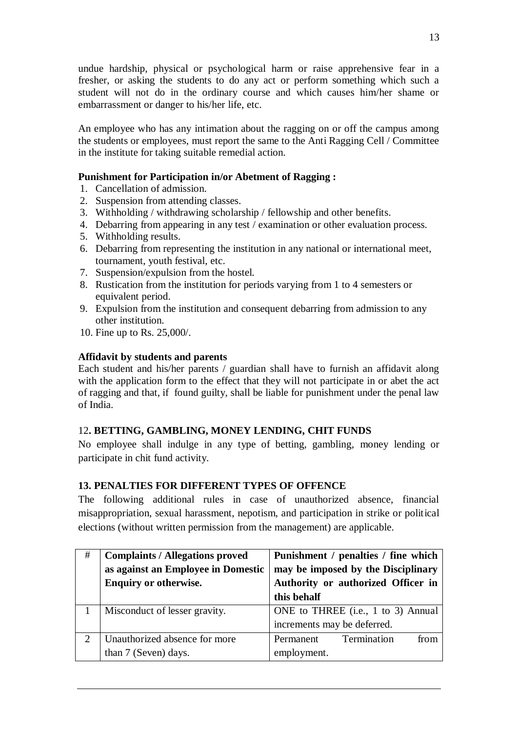undue hardship, physical or psychological harm or raise apprehensive fear in a fresher, or asking the students to do any act or perform something which such a student will not do in the ordinary course and which causes him/her shame or embarrassment or danger to his/her life, etc.

An employee who has any intimation about the ragging on or off the campus among the students or employees, must report the same to the Anti Ragging Cell / Committee in the institute for taking suitable remedial action.

**Punishment for Participation in/or Abetment of Ragging :**

1. Cancellation of admission.
2. Suspension from attending classes.
3. Withholding / withdrawing scholarship / fellowship and other benefits.
4. Debarring from appearing in any test / examination or other evaluation process.
5. Withholding results.
6. Debarring from representing the institution in any national or international meet, tournament, youth festival, etc.
7. Suspension/expulsion from the hostel.
8. Rustication from the institution for periods varying from 1 to 4 semesters or equivalent period.
9. Expulsion from the institution and consequent debarring from admission to any other institution.
10. Fine up to Rs. 25,000/.

**Affidavit by students and parents**

Each student and his/her parents / guardian shall have to furnish an affidavit along with the application form to the effect that they will not participate in or abet the act of ragging and that, if found guilty, shall be liable for punishment under the penal law of India.

## 12. BETTING, GAMBLING, MONEY LENDING, CHIT FUNDS

No employee shall indulge in any type of betting, gambling, money lending or participate in chit fund activity.

## 13. PENALTIES FOR DIFFERENT TYPES OF OFFENCE

The following additional rules in case of unauthorized absence, financial misappropriation, sexual harassment, nepotism, and participation in strike or political elections (without written permission from the management) are applicable.

| # | Complaints / Allegations proved as against an Employee in Domestic Enquiry or otherwise. | Punishment / penalties / fine which may be imposed by the Disciplinary Authority or authorized Officer in this behalf |
|---|---|---|
| 1 | Misconduct of lesser gravity. | ONE to THREE (i.e., 1 to 3) Annual increments may be deferred. |
| 2 | Unauthorized absence for more than 7 (Seven) days. | Permanent Termination from employment. |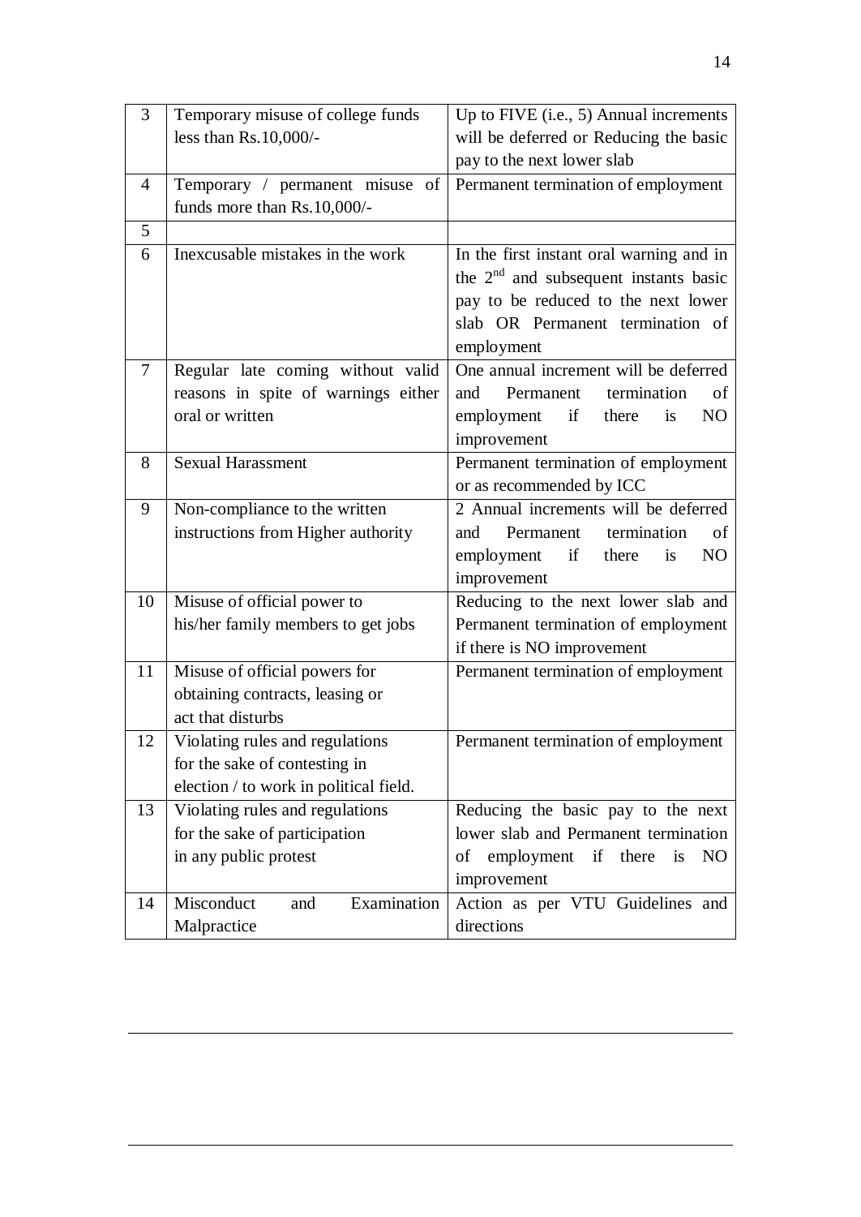| | | |
|---|---|---|
| 3 | Temporary misuse of college funds less than Rs.10,000/- | Up to FIVE (i.e., 5) Annual increments will be deferred or Reducing the basic pay to the next lower slab |
| 4 | Temporary / permanent misuse of funds more than Rs.10,000/- | Permanent termination of employment |
| 5 | | |
| 6 | Inexcusable mistakes in the work | In the first instant oral warning and in the 2nd and subsequent instants basic pay to be reduced to the next lower slab OR Permanent termination of employment |
| 7 | Regular late coming without valid reasons in spite of warnings either oral or written | One annual increment will be deferred and Permanent termination of employment if there is NO improvement |
| 8 | Sexual Harassment | Permanent termination of employment or as recommended by ICC |
| 9 | Non-compliance to the written instructions from Higher authority | 2 Annual increments will be deferred and Permanent termination of employment if there is NO improvement |
| 10 | Misuse of official power to his/her family members to get jobs | Reducing to the next lower slab and Permanent termination of employment if there is NO improvement |
| 11 | Misuse of official powers for obtaining contracts, leasing or act that disturbs | Permanent termination of employment |
| 12 | Violating rules and regulations for the sake of contesting in election / to work in political field. | Permanent termination of employment |
| 13 | Violating rules and regulations for the sake of participation in any public protest | Reducing the basic pay to the next lower slab and Permanent termination of employment if there is NO improvement |
| 14 | Misconduct and Examination Malpractice | Action as per VTU Guidelines and directions |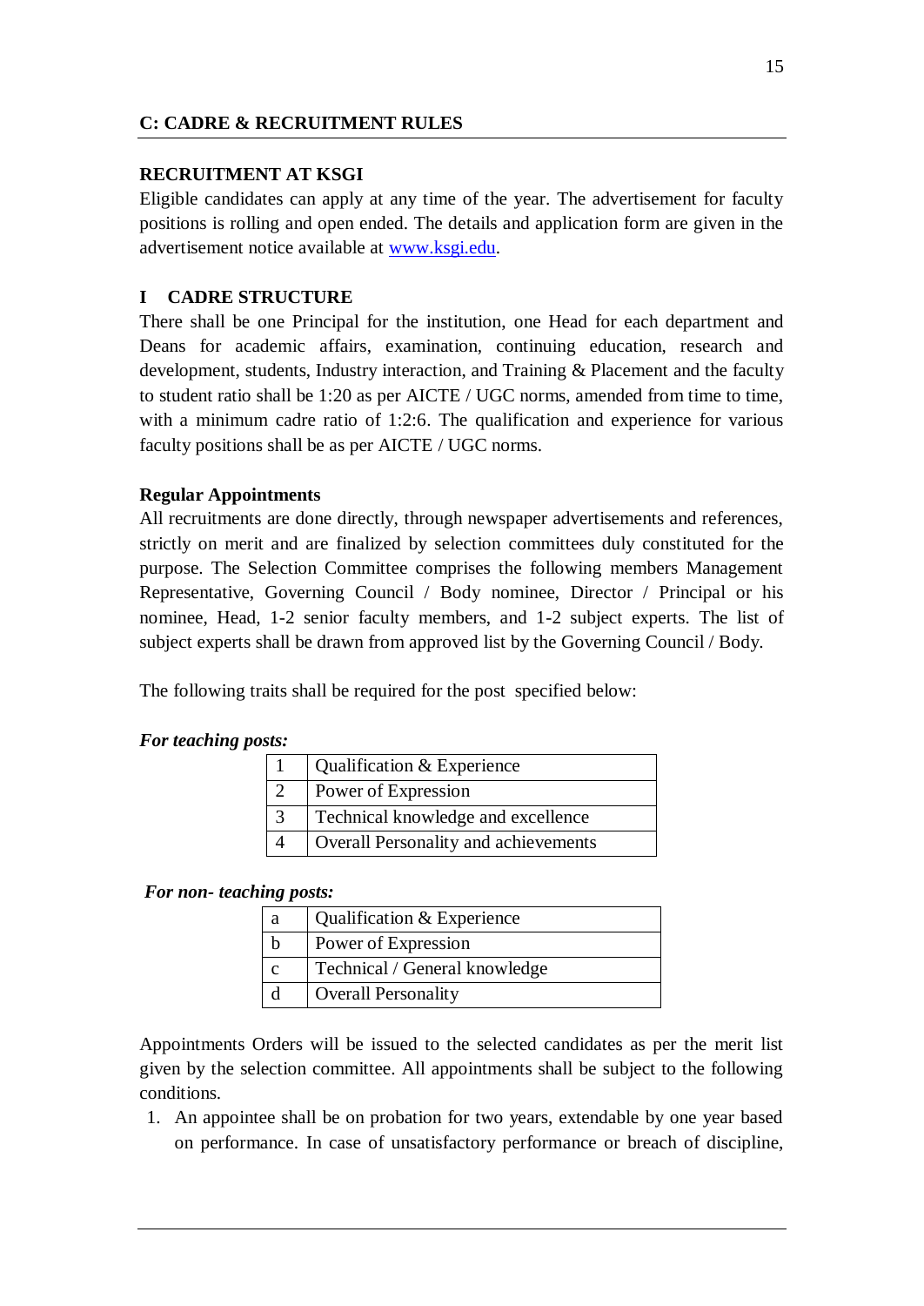## C: CADRE & RECRUITMENT RULES

### RECRUITMENT AT KSGI

Eligible candidates can apply at any time of the year. The advertisement for faculty positions is rolling and open ended. The details and application form are given in the advertisement notice available at [www.ksgi.edu](www.ksgi.edu).

### I CADRE STRUCTURE

There shall be one Principal for the institution, one Head for each department and Deans for academic affairs, examination, continuing education, research and development, students, Industry interaction, and Training & Placement and the faculty to student ratio shall be 1:20 as per AICTE / UGC norms, amended from time to time, with a minimum cadre ratio of 1:2:6. The qualification and experience for various faculty positions shall be as per AICTE / UGC norms.

**Regular Appointments**

All recruitments are done directly, through newspaper advertisements and references, strictly on merit and are finalized by selection committees duly constituted for the purpose. The Selection Committee comprises the following members Management Representative, Governing Council / Body nominee, Director / Principal or his nominee, Head, 1-2 senior faculty members, and 1-2 subject experts. The list of subject experts shall be drawn from approved list by the Governing Council / Body.

The following traits shall be required for the post specified below:

***For teaching posts:***

| | |
|---|---|
| 1 | Qualification & Experience |
| 2 | Power of Expression |
| 3 | Technical knowledge and excellence |
| 4 | Overall Personality and achievements |

***For non- teaching posts:***

| | |
|---|---|
| a | Qualification & Experience |
| b | Power of Expression |
| c | Technical / General knowledge |
| d | Overall Personality |

Appointments Orders will be issued to the selected candidates as per the merit list given by the selection committee. All appointments shall be subject to the following conditions.

1. An appointee shall be on probation for two years, extendable by one year based on performance. In case of unsatisfactory performance or breach of discipline,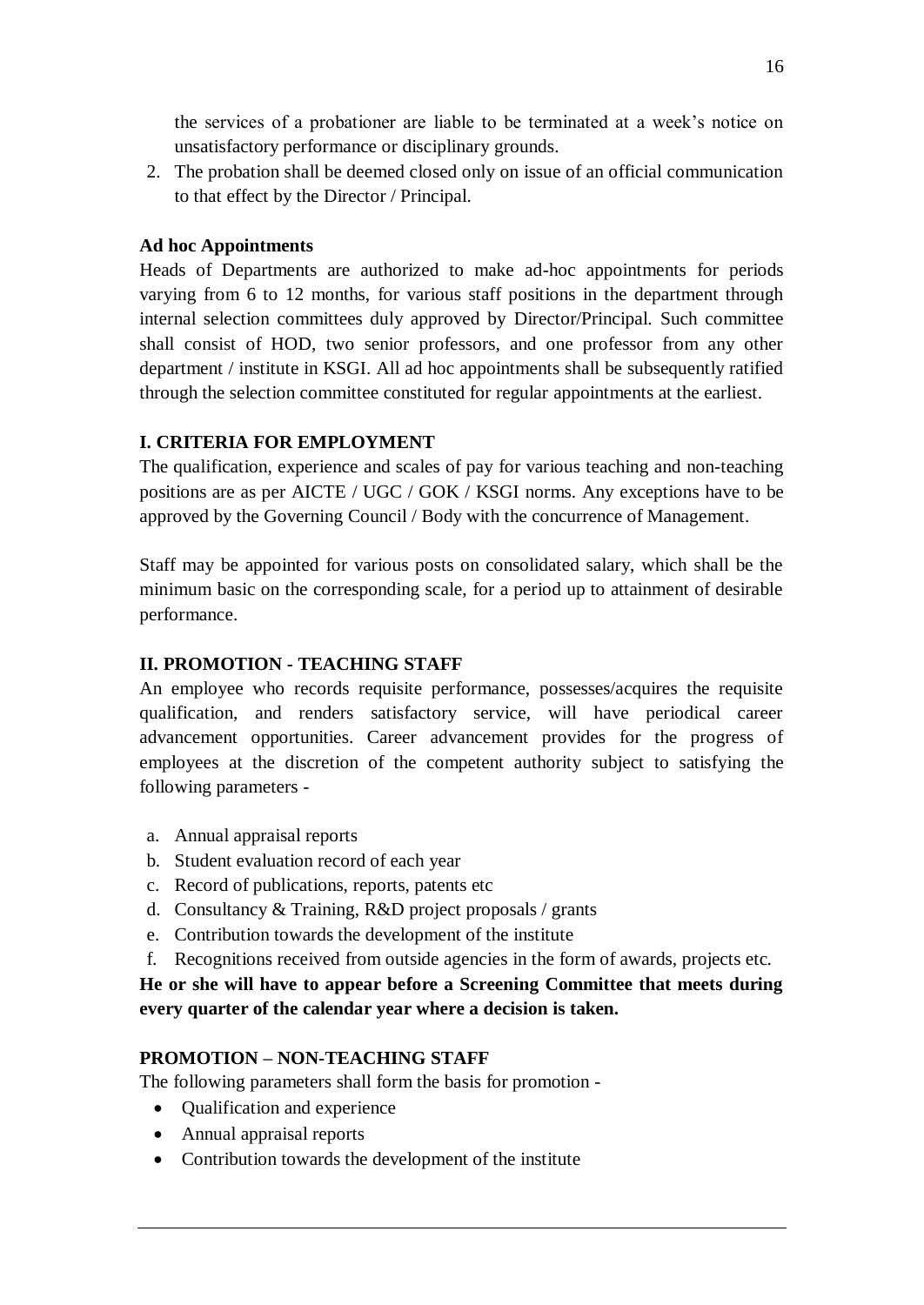the services of a probationer are liable to be terminated at a week's notice on unsatisfactory performance or disciplinary grounds.

2. The probation shall be deemed closed only on issue of an official communication to that effect by the Director / Principal.

### Ad hoc Appointments

Heads of Departments are authorized to make ad-hoc appointments for periods varying from 6 to 12 months, for various staff positions in the department through internal selection committees duly approved by Director/Principal. Such committee shall consist of HOD, two senior professors, and one professor from any other department / institute in KSGI. All ad hoc appointments shall be subsequently ratified through the selection committee constituted for regular appointments at the earliest.

### I. CRITERIA FOR EMPLOYMENT

The qualification, experience and scales of pay for various teaching and non-teaching positions are as per AICTE / UGC / GOK / KSGI norms. Any exceptions have to be approved by the Governing Council / Body with the concurrence of Management.

Staff may be appointed for various posts on consolidated salary, which shall be the minimum basic on the corresponding scale, for a period up to attainment of desirable performance.

### II. PROMOTION - TEACHING STAFF

An employee who records requisite performance, possesses/acquires the requisite qualification, and renders satisfactory service, will have periodical career advancement opportunities. Career advancement provides for the progress of employees at the discretion of the competent authority subject to satisfying the following parameters -

a. Annual appraisal reports
b. Student evaluation record of each year
c. Record of publications, reports, patents etc
d. Consultancy & Training, R&D project proposals / grants
e. Contribution towards the development of the institute
f. Recognitions received from outside agencies in the form of awards, projects etc.

**He or she will have to appear before a Screening Committee that meets during every quarter of the calendar year where a decision is taken.**

### PROMOTION – NON-TEACHING STAFF

The following parameters shall form the basis for promotion -

- Qualification and experience
- Annual appraisal reports
- Contribution towards the development of the institute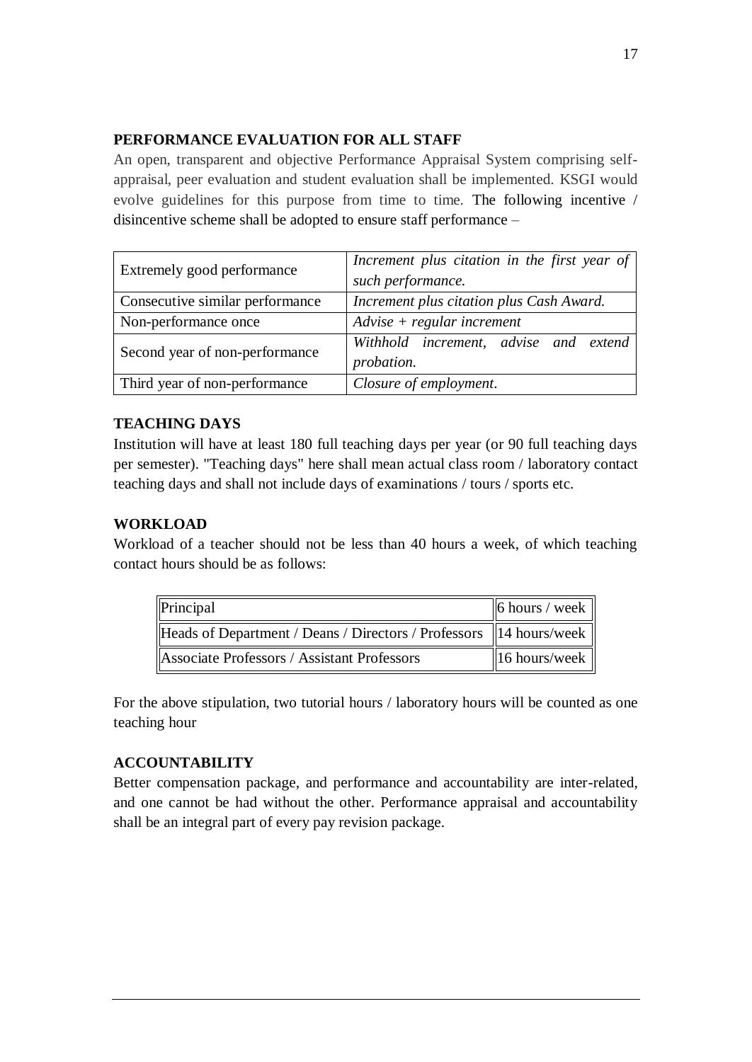## PERFORMANCE EVALUATION FOR ALL STAFF

An open, transparent and objective Performance Appraisal System comprising self-appraisal, peer evaluation and student evaluation shall be implemented. KSGI would evolve guidelines for this purpose from time to time. The following incentive / disincentive scheme shall be adopted to ensure staff performance –

| | |
|---|---|
| Extremely good performance | *Increment plus citation in the first year of such performance.* |
| Consecutive similar performance | *Increment plus citation plus Cash Award.* |
| Non-performance once | *Advise + regular increment* |
| Second year of non-performance | *Withhold increment, advise and extend probation.* |
| Third year of non-performance | *Closure of employment.* |

## TEACHING DAYS

Institution will have at least 180 full teaching days per year (or 90 full teaching days per semester). "Teaching days" here shall mean actual class room / laboratory contact teaching days and shall not include days of examinations / tours / sports etc.

## WORKLOAD

Workload of a teacher should not be less than 40 hours a week, of which teaching contact hours should be as follows:

| | |
|---|---|
| Principal | 6 hours / week |
| Heads of Department / Deans / Directors / Professors | 14 hours/week |
| Associate Professors / Assistant Professors | 16 hours/week |

For the above stipulation, two tutorial hours / laboratory hours will be counted as one teaching hour

## ACCOUNTABILITY

Better compensation package, and performance and accountability are inter-related, and one cannot be had without the other. Performance appraisal and accountability shall be an integral part of every pay revision package.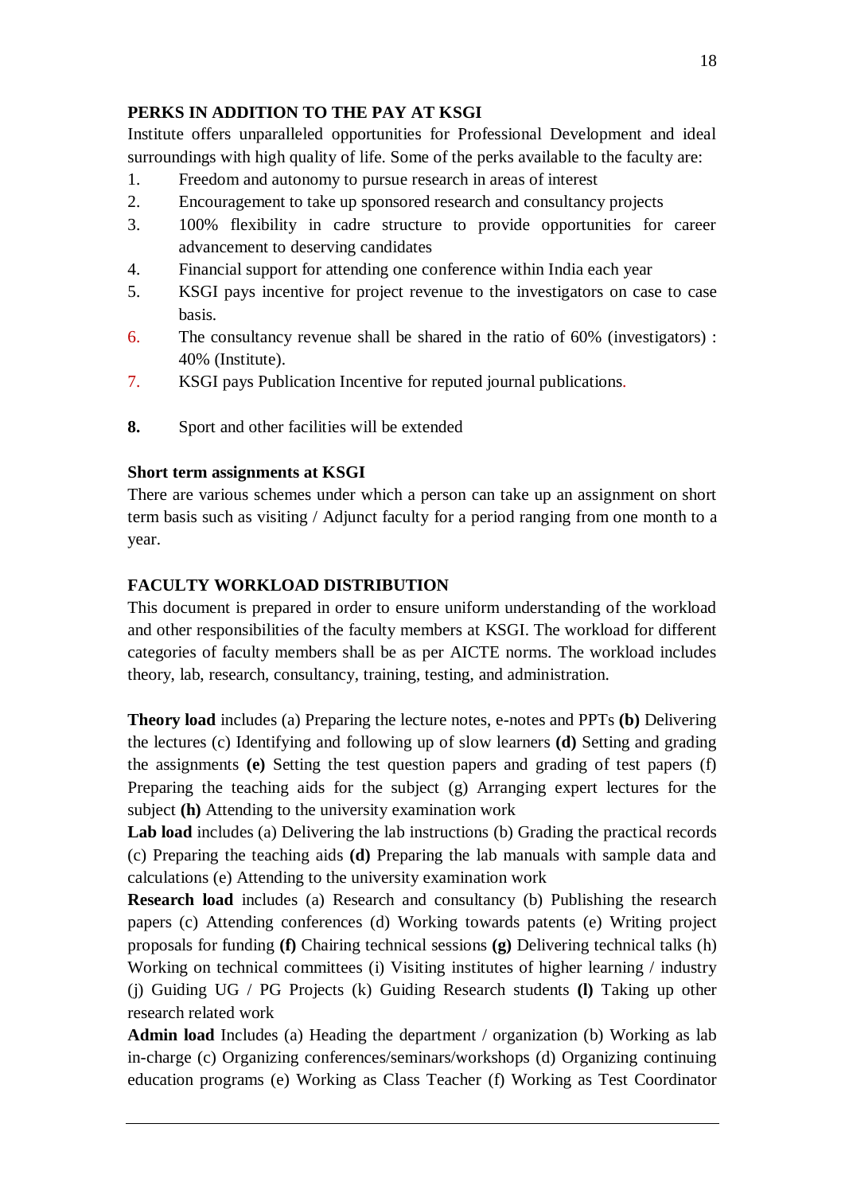**PERKS IN ADDITION TO THE PAY AT KSGI**

Institute offers unparalleled opportunities for Professional Development and ideal surroundings with high quality of life. Some of the perks available to the faculty are:

1. Freedom and autonomy to pursue research in areas of interest
2. Encouragement to take up sponsored research and consultancy projects
3. 100% flexibility in cadre structure to provide opportunities for career advancement to deserving candidates
4. Financial support for attending one conference within India each year
5. KSGI pays incentive for project revenue to the investigators on case to case basis.
6. The consultancy revenue shall be shared in the ratio of 60% (investigators) : 40% (Institute).
7. KSGI pays Publication Incentive for reputed journal publications.

**8.** Sport and other facilities will be extended

**Short term assignments at KSGI**

There are various schemes under which a person can take up an assignment on short term basis such as visiting / Adjunct faculty for a period ranging from one month to a year.

**FACULTY WORKLOAD DISTRIBUTION**

This document is prepared in order to ensure uniform understanding of the workload and other responsibilities of the faculty members at KSGI. The workload for different categories of faculty members shall be as per AICTE norms. The workload includes theory, lab, research, consultancy, training, testing, and administration.

**Theory load** includes (a) Preparing the lecture notes, e-notes and PPTs **(b)** Delivering the lectures (c) Identifying and following up of slow learners **(d)** Setting and grading the assignments **(e)** Setting the test question papers and grading of test papers (f) Preparing the teaching aids for the subject (g) Arranging expert lectures for the subject **(h)** Attending to the university examination work

**Lab load** includes (a) Delivering the lab instructions (b) Grading the practical records (c) Preparing the teaching aids **(d)** Preparing the lab manuals with sample data and calculations (e) Attending to the university examination work

**Research load** includes (a) Research and consultancy (b) Publishing the research papers (c) Attending conferences (d) Working towards patents (e) Writing project proposals for funding **(f)** Chairing technical sessions **(g)** Delivering technical talks (h) Working on technical committees (i) Visiting institutes of higher learning / industry (j) Guiding UG / PG Projects (k) Guiding Research students **(l)** Taking up other research related work

**Admin load** Includes (a) Heading the department / organization (b) Working as lab in-charge (c) Organizing conferences/seminars/workshops (d) Organizing continuing education programs (e) Working as Class Teacher (f) Working as Test Coordinator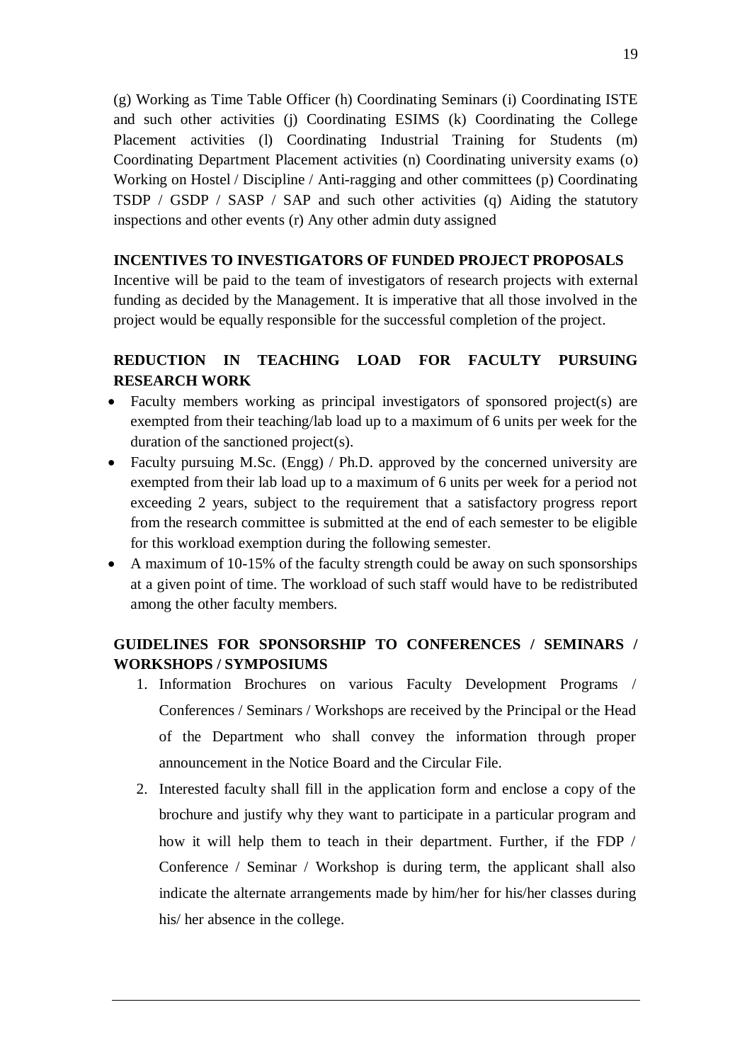(g) Working as Time Table Officer (h) Coordinating Seminars (i) Coordinating ISTE and such other activities (j) Coordinating ESIMS (k) Coordinating the College Placement activities (l) Coordinating Industrial Training for Students (m) Coordinating Department Placement activities (n) Coordinating university exams (o) Working on Hostel / Discipline / Anti-ragging and other committees (p) Coordinating TSDP / GSDP / SASP / SAP and such other activities (q) Aiding the statutory inspections and other events (r) Any other admin duty assigned

**INCENTIVES TO INVESTIGATORS OF FUNDED PROJECT PROPOSALS**

Incentive will be paid to the team of investigators of research projects with external funding as decided by the Management. It is imperative that all those involved in the project would be equally responsible for the successful completion of the project.

**REDUCTION IN TEACHING LOAD FOR FACULTY PURSUING RESEARCH WORK**

- Faculty members working as principal investigators of sponsored project(s) are exempted from their teaching/lab load up to a maximum of 6 units per week for the duration of the sanctioned project(s).
- Faculty pursuing M.Sc. (Engg) / Ph.D. approved by the concerned university are exempted from their lab load up to a maximum of 6 units per week for a period not exceeding 2 years, subject to the requirement that a satisfactory progress report from the research committee is submitted at the end of each semester to be eligible for this workload exemption during the following semester.
- A maximum of 10-15% of the faculty strength could be away on such sponsorships at a given point of time. The workload of such staff would have to be redistributed among the other faculty members.

**GUIDELINES FOR SPONSORSHIP TO CONFERENCES / SEMINARS / WORKSHOPS / SYMPOSIUMS**

1. Information Brochures on various Faculty Development Programs / Conferences / Seminars / Workshops are received by the Principal or the Head of the Department who shall convey the information through proper announcement in the Notice Board and the Circular File.
2. Interested faculty shall fill in the application form and enclose a copy of the brochure and justify why they want to participate in a particular program and how it will help them to teach in their department. Further, if the FDP / Conference / Seminar / Workshop is during term, the applicant shall also indicate the alternate arrangements made by him/her for his/her classes during his/ her absence in the college.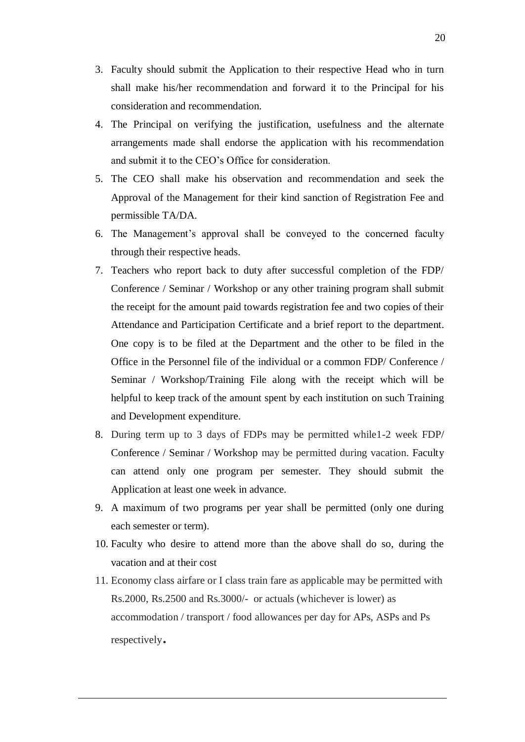3. Faculty should submit the Application to their respective Head who in turn shall make his/her recommendation and forward it to the Principal for his consideration and recommendation.
4. The Principal on verifying the justification, usefulness and the alternate arrangements made shall endorse the application with his recommendation and submit it to the CEO's Office for consideration.
5. The CEO shall make his observation and recommendation and seek the Approval of the Management for their kind sanction of Registration Fee and permissible TA/DA.
6. The Management's approval shall be conveyed to the concerned faculty through their respective heads.
7. Teachers who report back to duty after successful completion of the FDP/ Conference / Seminar / Workshop or any other training program shall submit the receipt for the amount paid towards registration fee and two copies of their Attendance and Participation Certificate and a brief report to the department. One copy is to be filed at the Department and the other to be filed in the Office in the Personnel file of the individual or a common FDP/ Conference / Seminar / Workshop/Training File along with the receipt which will be helpful to keep track of the amount spent by each institution on such Training and Development expenditure.
8. During term up to 3 days of FDPs may be permitted while1-2 week FDP/ Conference / Seminar / Workshop may be permitted during vacation. Faculty can attend only one program per semester. They should submit the Application at least one week in advance.
9. A maximum of two programs per year shall be permitted (only one during each semester or term).
10. Faculty who desire to attend more than the above shall do so, during the vacation and at their cost
11. Economy class airfare or I class train fare as applicable may be permitted with Rs.2000, Rs.2500 and Rs.3000/- or actuals (whichever is lower) as accommodation / transport / food allowances per day for APs, ASPs and Ps respectively.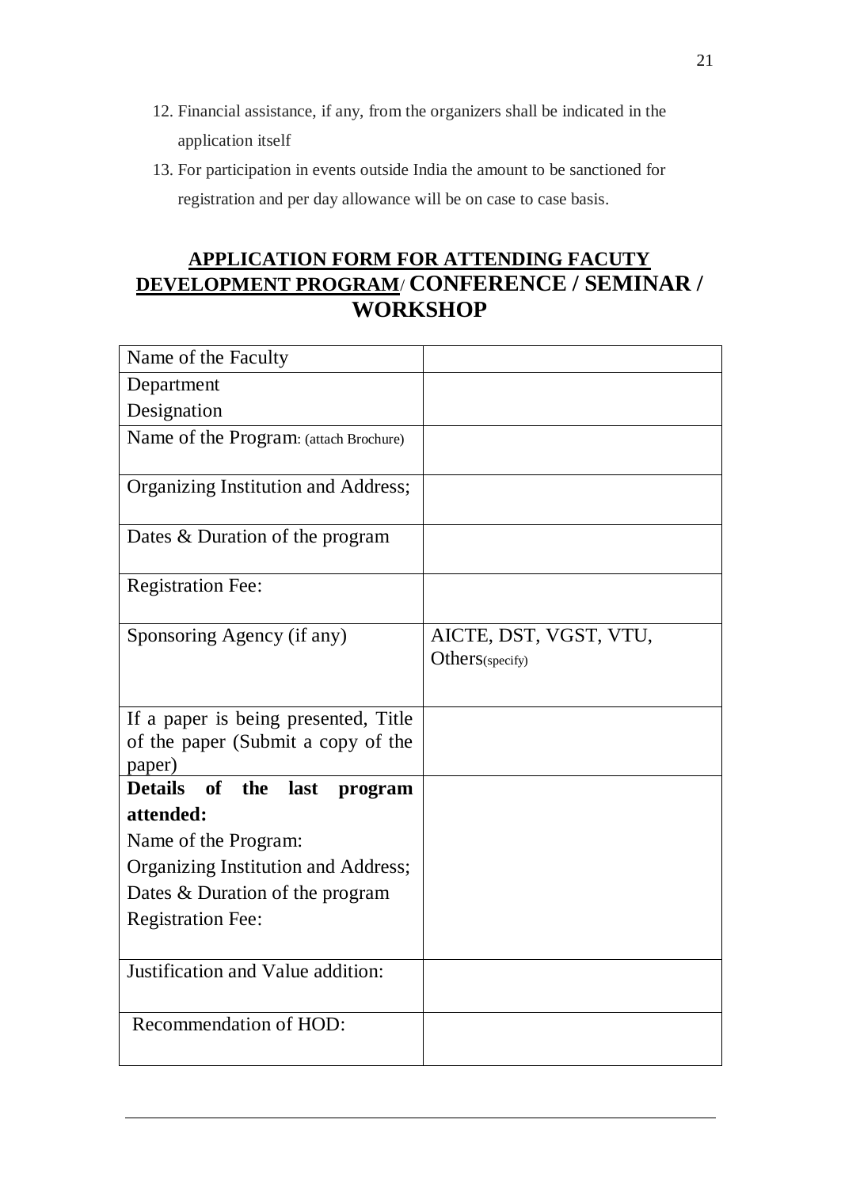12. Financial assistance, if any, from the organizers shall be indicated in the application itself
13. For participation in events outside India the amount to be sanctioned for registration and per day allowance will be on case to case basis.

## APPLICATION FORM FOR ATTENDING FACUTY DEVELOPMENT PROGRAM/ CONFERENCE / SEMINAR / WORKSHOP

| | |
|---|---|
| Name of the Faculty | |
| Department<br>Designation | |
| Name of the Program: (attach Brochure) | |
| Organizing Institution and Address; | |
| Dates & Duration of the program | |
| Registration Fee: | |
| Sponsoring Agency (if any) | AICTE, DST, VGST, VTU, Others(specify) |
| If a paper is being presented, Title of the paper (Submit a copy of the paper) | |
| **Details of the last program attended:**<br>Name of the Program:<br>Organizing Institution and Address;<br>Dates & Duration of the program<br>Registration Fee: | |
| Justification and Value addition: | |
| Recommendation of HOD: | |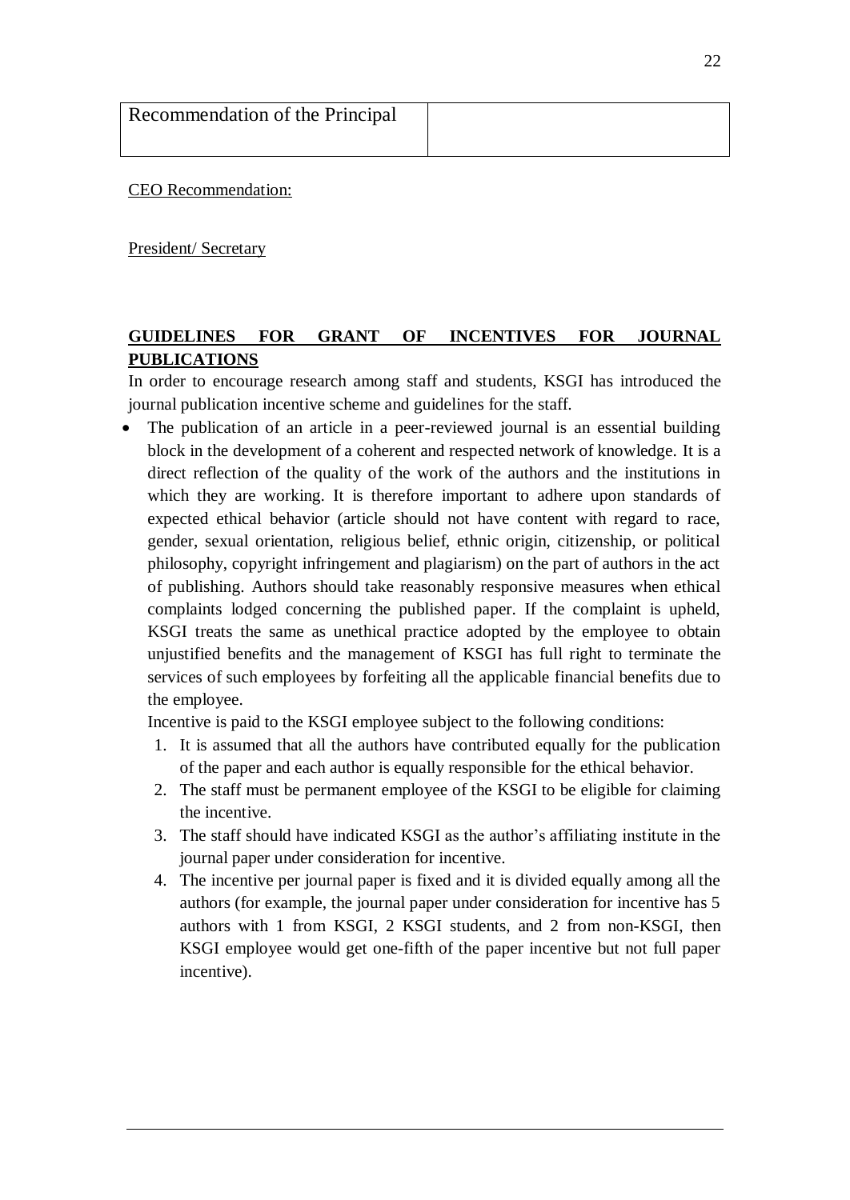| Recommendation of the Principal | |
|---|---|

CEO Recommendation:

President/ Secretary

**GUIDELINES FOR GRANT OF INCENTIVES FOR JOURNAL PUBLICATIONS**

In order to encourage research among staff and students, KSGI has introduced the journal publication incentive scheme and guidelines for the staff.

- The publication of an article in a peer-reviewed journal is an essential building block in the development of a coherent and respected network of knowledge. It is a direct reflection of the quality of the work of the authors and the institutions in which they are working. It is therefore important to adhere upon standards of expected ethical behavior (article should not have content with regard to race, gender, sexual orientation, religious belief, ethnic origin, citizenship, or political philosophy, copyright infringement and plagiarism) on the part of authors in the act of publishing. Authors should take reasonably responsive measures when ethical complaints lodged concerning the published paper. If the complaint is upheld, KSGI treats the same as unethical practice adopted by the employee to obtain unjustified benefits and the management of KSGI has full right to terminate the services of such employees by forfeiting all the applicable financial benefits due to the employee.

  Incentive is paid to the KSGI employee subject to the following conditions:

  1. It is assumed that all the authors have contributed equally for the publication of the paper and each author is equally responsible for the ethical behavior.
  2. The staff must be permanent employee of the KSGI to be eligible for claiming the incentive.
  3. The staff should have indicated KSGI as the author's affiliating institute in the journal paper under consideration for incentive.
  4. The incentive per journal paper is fixed and it is divided equally among all the authors (for example, the journal paper under consideration for incentive has 5 authors with 1 from KSGI, 2 KSGI students, and 2 from non-KSGI, then KSGI employee would get one-fifth of the paper incentive but not full paper incentive).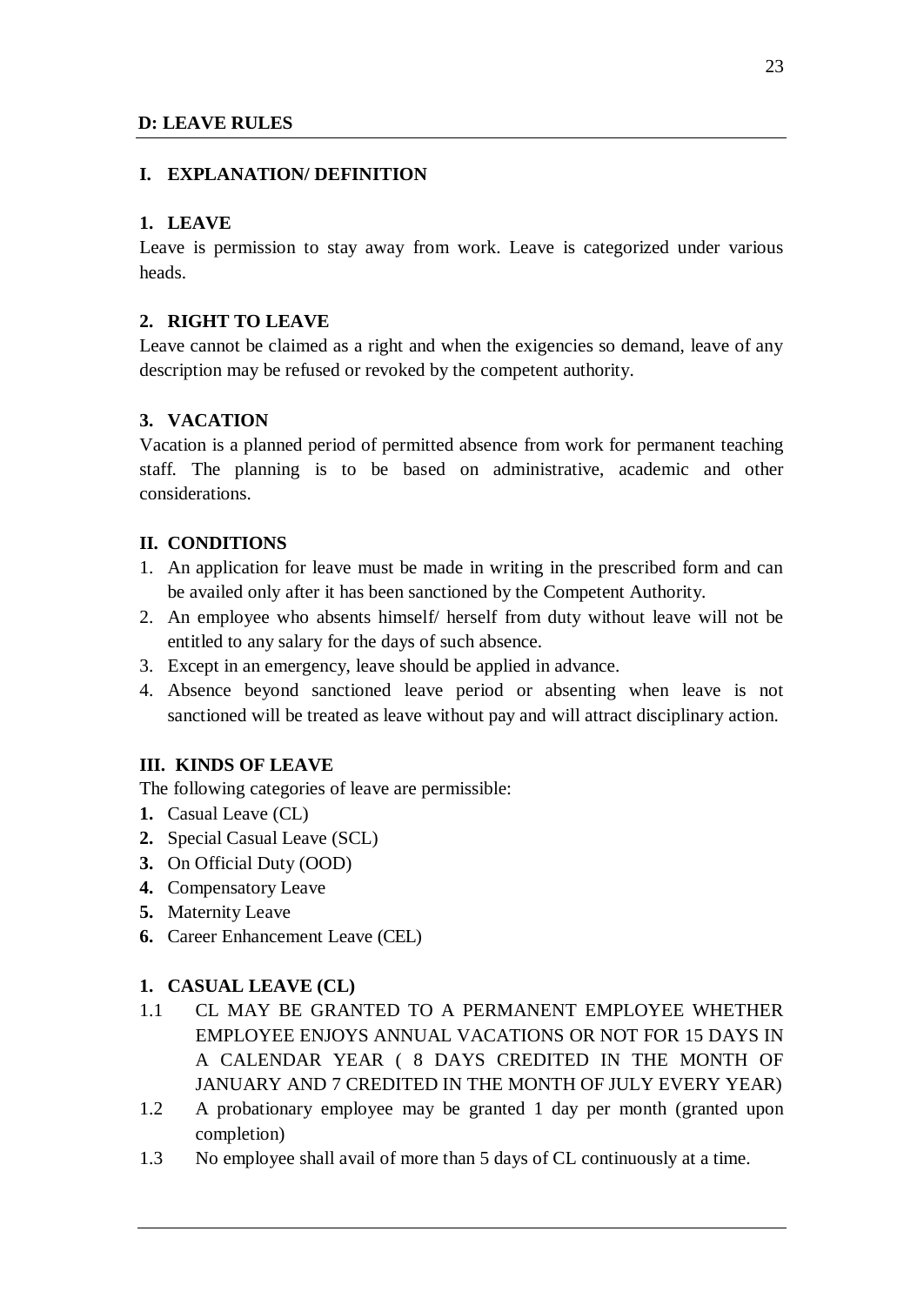## D: LEAVE RULES

### I. EXPLANATION/ DEFINITION

#### 1. LEAVE

Leave is permission to stay away from work. Leave is categorized under various heads.

#### 2. RIGHT TO LEAVE

Leave cannot be claimed as a right and when the exigencies so demand, leave of any description may be refused or revoked by the competent authority.

#### 3. VACATION

Vacation is a planned period of permitted absence from work for permanent teaching staff. The planning is to be based on administrative, academic and other considerations.

### II. CONDITIONS

1. An application for leave must be made in writing in the prescribed form and can be availed only after it has been sanctioned by the Competent Authority.
2. An employee who absents himself/ herself from duty without leave will not be entitled to any salary for the days of such absence.
3. Except in an emergency, leave should be applied in advance.
4. Absence beyond sanctioned leave period or absenting when leave is not sanctioned will be treated as leave without pay and will attract disciplinary action.

### III. KINDS OF LEAVE

The following categories of leave are permissible:

1. Casual Leave (CL)
2. Special Casual Leave (SCL)
3. On Official Duty (OOD)
4. Compensatory Leave
5. Maternity Leave
6. Career Enhancement Leave (CEL)

#### 1. CASUAL LEAVE (CL)

1.1 CL MAY BE GRANTED TO A PERMANENT EMPLOYEE WHETHER EMPLOYEE ENJOYS ANNUAL VACATIONS OR NOT FOR 15 DAYS IN A CALENDAR YEAR ( 8 DAYS CREDITED IN THE MONTH OF JANUARY AND 7 CREDITED IN THE MONTH OF JULY EVERY YEAR)

1.2 A probationary employee may be granted 1 day per month (granted upon completion)

1.3 No employee shall avail of more than 5 days of CL continuously at a time.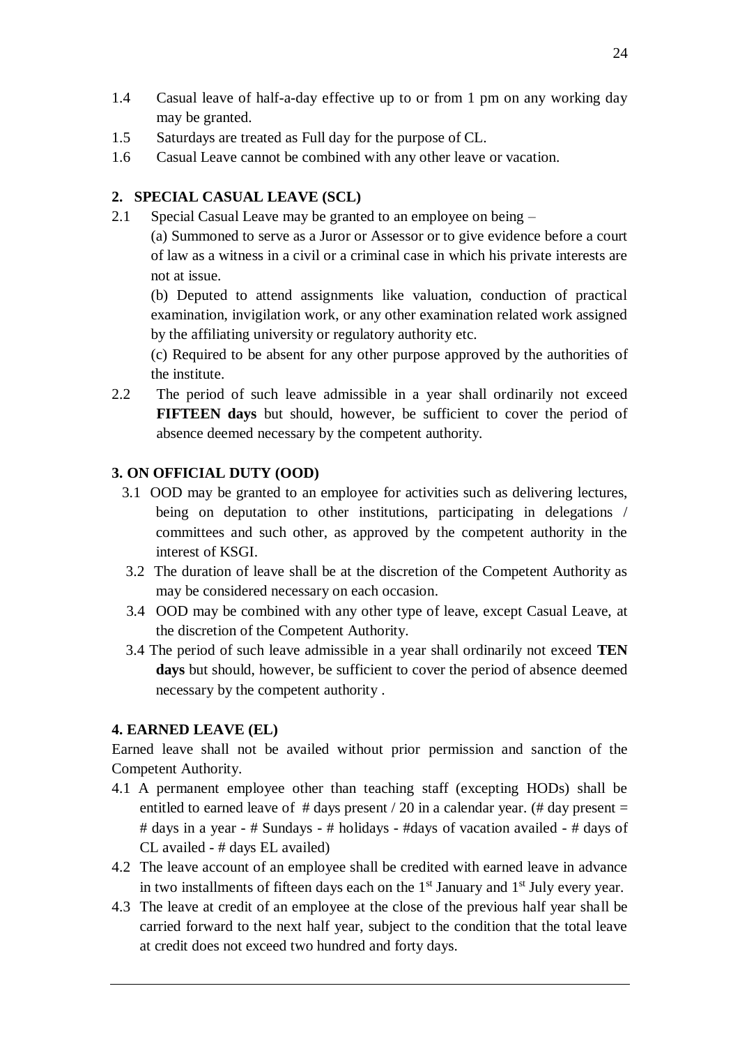1.4 Casual leave of half-a-day effective up to or from 1 pm on any working day may be granted.

1.5 Saturdays are treated as Full day for the purpose of CL.

1.6 Casual Leave cannot be combined with any other leave or vacation.

## 2. SPECIAL CASUAL LEAVE (SCL)

2.1 Special Casual Leave may be granted to an employee on being –

(a) Summoned to serve as a Juror or Assessor or to give evidence before a court of law as a witness in a civil or a criminal case in which his private interests are not at issue.

(b) Deputed to attend assignments like valuation, conduction of practical examination, invigilation work, or any other examination related work assigned by the affiliating university or regulatory authority etc.

(c) Required to be absent for any other purpose approved by the authorities of the institute.

2.2 The period of such leave admissible in a year shall ordinarily not exceed **FIFTEEN days** but should, however, be sufficient to cover the period of absence deemed necessary by the competent authority.

## 3. ON OFFICIAL DUTY (OOD)

3.1 OOD may be granted to an employee for activities such as delivering lectures, being on deputation to other institutions, participating in delegations / committees and such other, as approved by the competent authority in the interest of KSGI.

3.2 The duration of leave shall be at the discretion of the Competent Authority as may be considered necessary on each occasion.

3.4 OOD may be combined with any other type of leave, except Casual Leave, at the discretion of the Competent Authority.

3.4 The period of such leave admissible in a year shall ordinarily not exceed **TEN days** but should, however, be sufficient to cover the period of absence deemed necessary by the competent authority .

## 4. EARNED LEAVE (EL)

Earned leave shall not be availed without prior permission and sanction of the Competent Authority.

4.1 A permanent employee other than teaching staff (excepting HODs) shall be entitled to earned leave of # days present / 20 in a calendar year. (# day present = # days in a year - # Sundays - # holidays - #days of vacation availed - # days of CL availed - # days EL availed)

4.2 The leave account of an employee shall be credited with earned leave in advance in two installments of fifteen days each on the 1st January and 1st July every year.

4.3 The leave at credit of an employee at the close of the previous half year shall be carried forward to the next half year, subject to the condition that the total leave at credit does not exceed two hundred and forty days.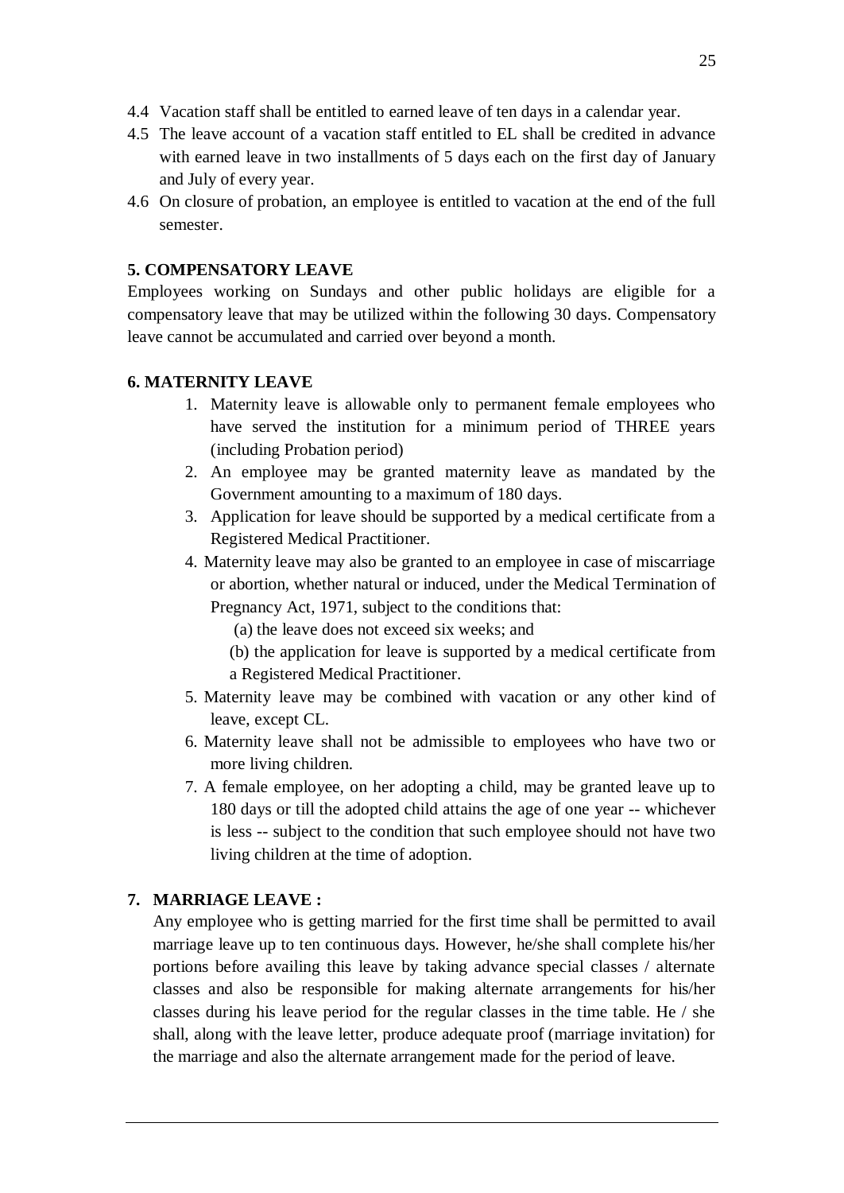4.4 Vacation staff shall be entitled to earned leave of ten days in a calendar year.

4.5 The leave account of a vacation staff entitled to EL shall be credited in advance with earned leave in two installments of 5 days each on the first day of January and July of every year.

4.6 On closure of probation, an employee is entitled to vacation at the end of the full semester.

**5. COMPENSATORY LEAVE**

Employees working on Sundays and other public holidays are eligible for a compensatory leave that may be utilized within the following 30 days. Compensatory leave cannot be accumulated and carried over beyond a month.

**6. MATERNITY LEAVE**

1. Maternity leave is allowable only to permanent female employees who have served the institution for a minimum period of THREE years (including Probation period)
2. An employee may be granted maternity leave as mandated by the Government amounting to a maximum of 180 days.
3. Application for leave should be supported by a medical certificate from a Registered Medical Practitioner.
4. Maternity leave may also be granted to an employee in case of miscarriage or abortion, whether natural or induced, under the Medical Termination of Pregnancy Act, 1971, subject to the conditions that:
   (a) the leave does not exceed six weeks; and
   (b) the application for leave is supported by a medical certificate from a Registered Medical Practitioner.
5. Maternity leave may be combined with vacation or any other kind of leave, except CL.
6. Maternity leave shall not be admissible to employees who have two or more living children.
7. A female employee, on her adopting a child, may be granted leave up to 180 days or till the adopted child attains the age of one year -- whichever is less -- subject to the condition that such employee should not have two living children at the time of adoption.

**7. MARRIAGE LEAVE :**

Any employee who is getting married for the first time shall be permitted to avail marriage leave up to ten continuous days. However, he/she shall complete his/her portions before availing this leave by taking advance special classes / alternate classes and also be responsible for making alternate arrangements for his/her classes during his leave period for the regular classes in the time table. He / she shall, along with the leave letter, produce adequate proof (marriage invitation) for the marriage and also the alternate arrangement made for the period of leave.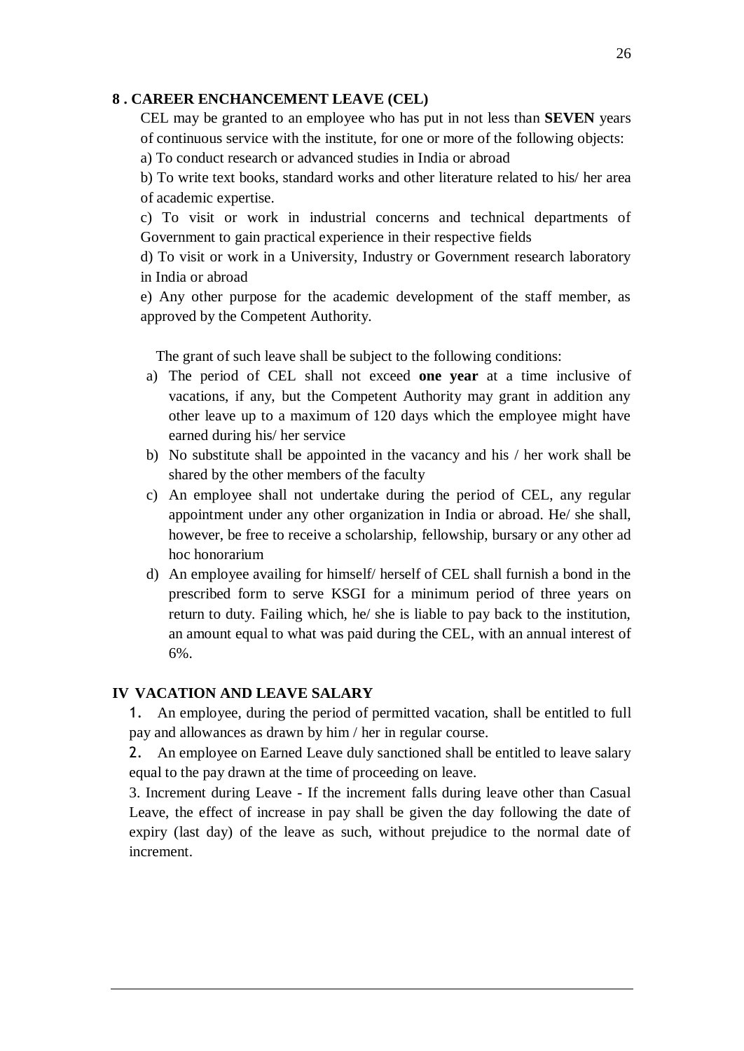### 8 . CAREER ENCHANCEMENT LEAVE (CEL)

CEL may be granted to an employee who has put in not less than **SEVEN** years of continuous service with the institute, for one or more of the following objects:

a) To conduct research or advanced studies in India or abroad

b) To write text books, standard works and other literature related to his/ her area of academic expertise.

c) To visit or work in industrial concerns and technical departments of Government to gain practical experience in their respective fields

d) To visit or work in a University, Industry or Government research laboratory in India or abroad

e) Any other purpose for the academic development of the staff member, as approved by the Competent Authority.

The grant of such leave shall be subject to the following conditions:

a) The period of CEL shall not exceed **one year** at a time inclusive of vacations, if any, but the Competent Authority may grant in addition any other leave up to a maximum of 120 days which the employee might have earned during his/ her service

b) No substitute shall be appointed in the vacancy and his / her work shall be shared by the other members of the faculty

c) An employee shall not undertake during the period of CEL, any regular appointment under any other organization in India or abroad. He/ she shall, however, be free to receive a scholarship, fellowship, bursary or any other ad hoc honorarium

d) An employee availing for himself/ herself of CEL shall furnish a bond in the prescribed form to serve KSGI for a minimum period of three years on return to duty. Failing which, he/ she is liable to pay back to the institution, an amount equal to what was paid during the CEL, with an annual interest of 6%.

## IV VACATION AND LEAVE SALARY

1. An employee, during the period of permitted vacation, shall be entitled to full pay and allowances as drawn by him / her in regular course.

2. An employee on Earned Leave duly sanctioned shall be entitled to leave salary equal to the pay drawn at the time of proceeding on leave.

3. Increment during Leave - If the increment falls during leave other than Casual Leave, the effect of increase in pay shall be given the day following the date of expiry (last day) of the leave as such, without prejudice to the normal date of increment.